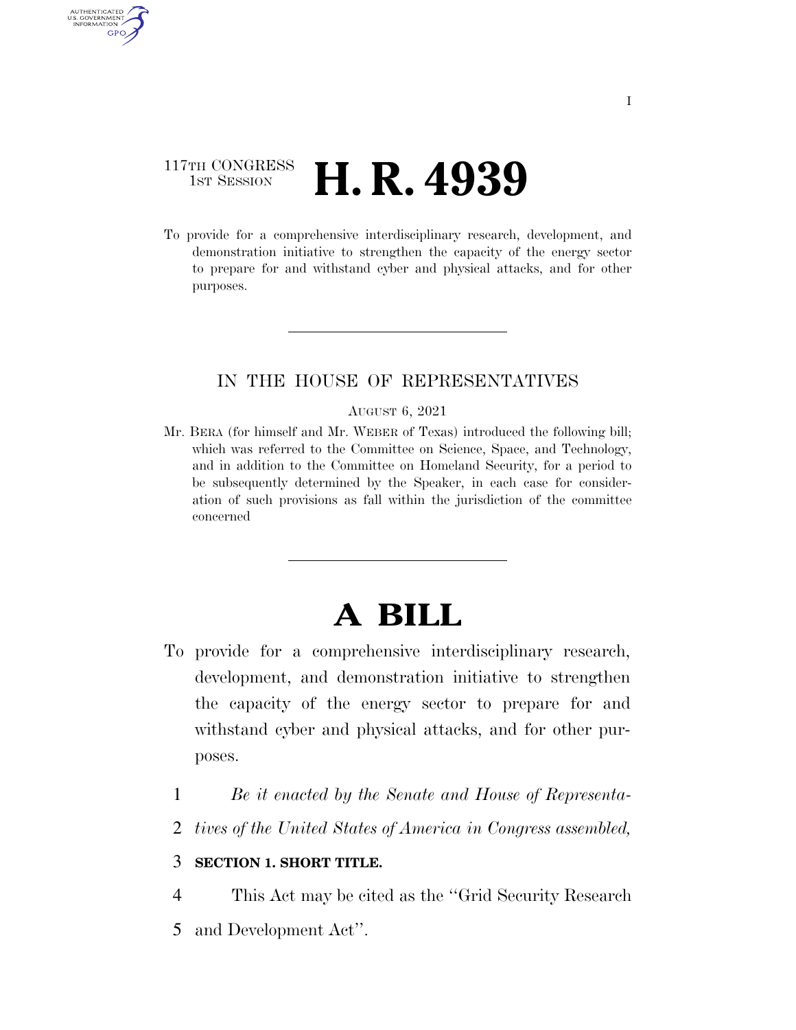117TH CONGRESS
1ST SESSION

# H. R. 4939

To provide for a comprehensive interdisciplinary research, development, and demonstration initiative to strengthen the capacity of the energy sector to prepare for and withstand cyber and physical attacks, and for other purposes.

---

IN THE HOUSE OF REPRESENTATIVES

AUGUST 6, 2021

Mr. BERA (for himself and Mr. WEBER of Texas) introduced the following bill; which was referred to the Committee on Science, Space, and Technology, and in addition to the Committee on Homeland Security, for a period to be subsequently determined by the Speaker, in each case for consideration of such provisions as fall within the jurisdiction of the committee concerned

---

# A BILL

To provide for a comprehensive interdisciplinary research, development, and demonstration initiative to strengthen the capacity of the energy sector to prepare for and withstand cyber and physical attacks, and for other purposes.

1 *Be it enacted by the Senate and House of Representa-*
2 *tives of the United States of America in Congress assembled,*

3 **SECTION 1. SHORT TITLE.**

4 This Act may be cited as the ''Grid Security Research
5 and Development Act''.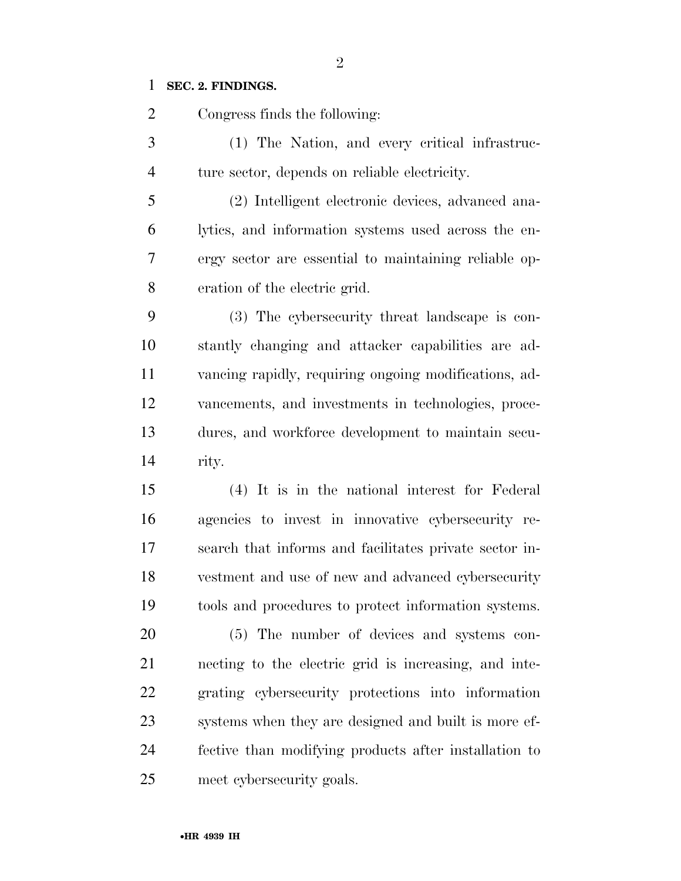**SEC. 2. FINDINGS.**

Congress finds the following:

(1) The Nation, and every critical infrastructure sector, depends on reliable electricity.

(2) Intelligent electronic devices, advanced analytics, and information systems used across the energy sector are essential to maintaining reliable operation of the electric grid.

(3) The cybersecurity threat landscape is constantly changing and attacker capabilities are advancing rapidly, requiring ongoing modifications, advancements, and investments in technologies, procedures, and workforce development to maintain security.

(4) It is in the national interest for Federal agencies to invest in innovative cybersecurity research that informs and facilitates private sector investment and use of new and advanced cybersecurity tools and procedures to protect information systems.

(5) The number of devices and systems connecting to the electric grid is increasing, and integrating cybersecurity protections into information systems when they are designed and built is more effective than modifying products after installation to meet cybersecurity goals.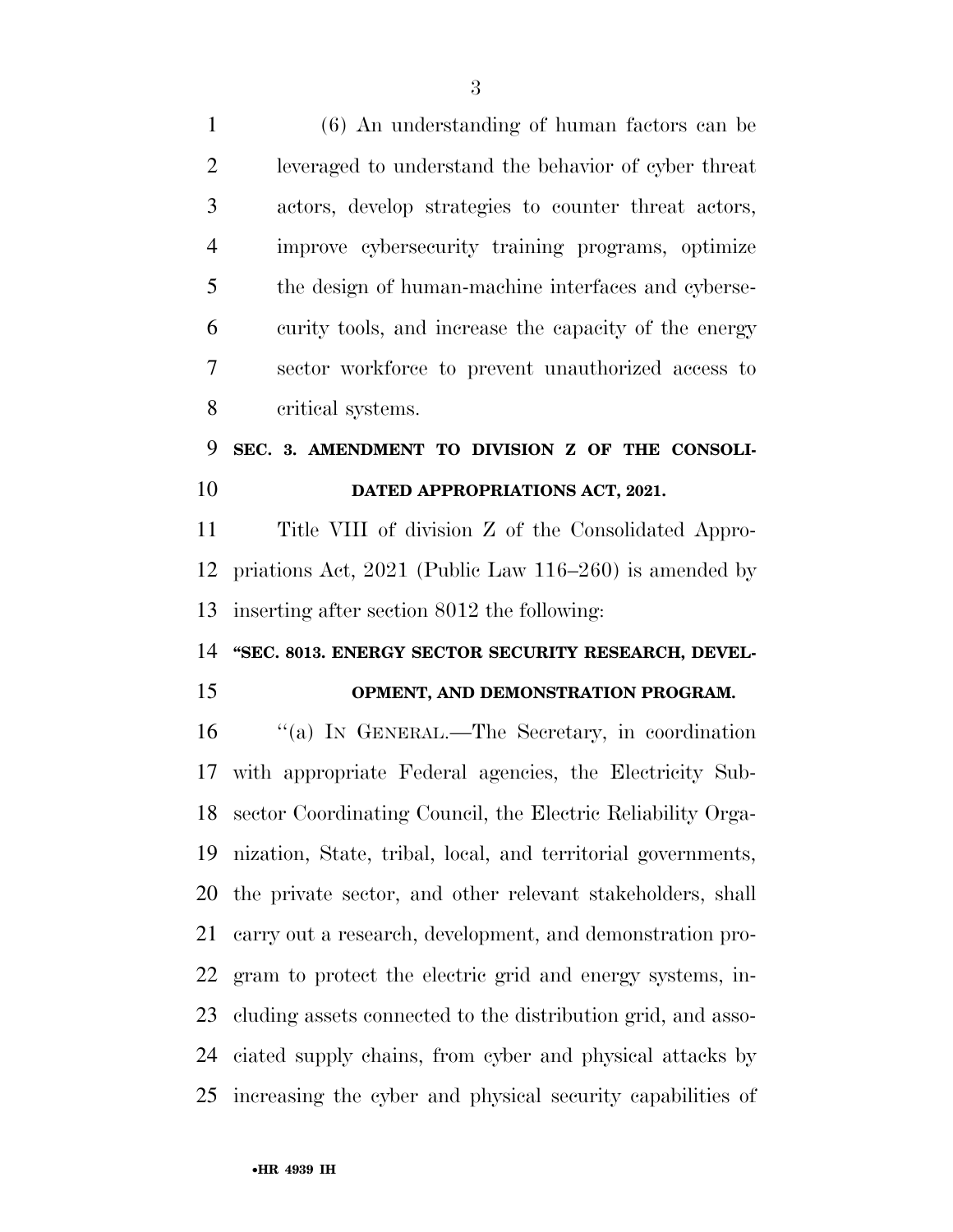(6) An understanding of human factors can be leveraged to understand the behavior of cyber threat actors, develop strategies to counter threat actors, improve cybersecurity training programs, optimize the design of human-machine interfaces and cybersecurity tools, and increase the capacity of the energy sector workforce to prevent unauthorized access to critical systems.

**SEC. 3. AMENDMENT TO DIVISION Z OF THE CONSOLIDATED APPROPRIATIONS ACT, 2021.**

Title VIII of division Z of the Consolidated Appropriations Act, 2021 (Public Law 116–260) is amended by inserting after section 8012 the following:

**"SEC. 8013. ENERGY SECTOR SECURITY RESEARCH, DEVELOPMENT, AND DEMONSTRATION PROGRAM.**

"(a) IN GENERAL.—The Secretary, in coordination with appropriate Federal agencies, the Electricity Subsector Coordinating Council, the Electric Reliability Organization, State, tribal, local, and territorial governments, the private sector, and other relevant stakeholders, shall carry out a research, development, and demonstration program to protect the electric grid and energy systems, including assets connected to the distribution grid, and associated supply chains, from cyber and physical attacks by increasing the cyber and physical security capabilities of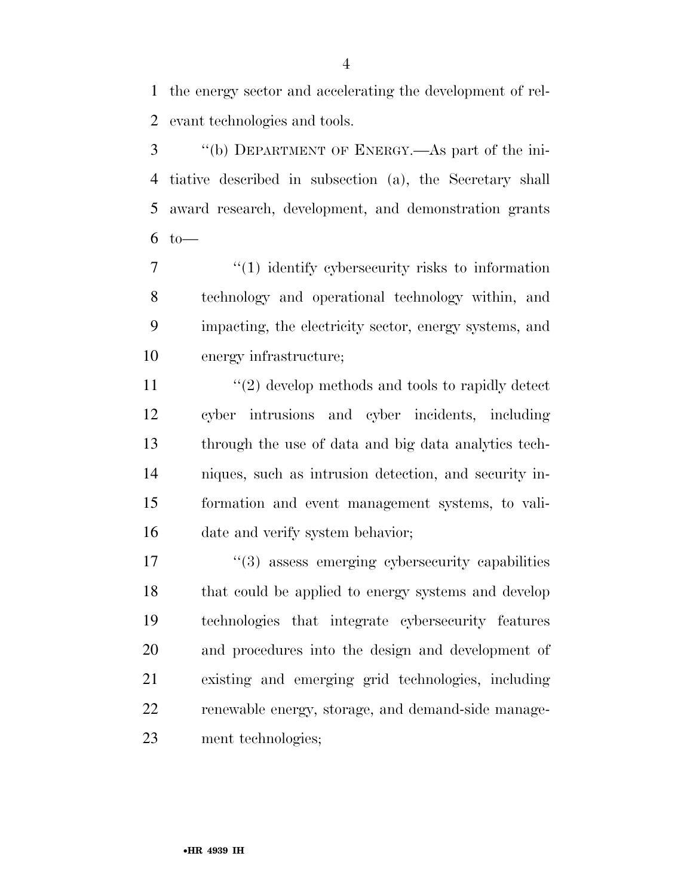the energy sector and accelerating the development of relevant technologies and tools.

"(b) DEPARTMENT OF ENERGY.—As part of the initiative described in subsection (a), the Secretary shall award research, development, and demonstration grants to—

"(1) identify cybersecurity risks to information technology and operational technology within, and impacting, the electricity sector, energy systems, and energy infrastructure;

"(2) develop methods and tools to rapidly detect cyber intrusions and cyber incidents, including through the use of data and big data analytics techniques, such as intrusion detection, and security information and event management systems, to validate and verify system behavior;

"(3) assess emerging cybersecurity capabilities that could be applied to energy systems and develop technologies that integrate cybersecurity features and procedures into the design and development of existing and emerging grid technologies, including renewable energy, storage, and demand-side management technologies;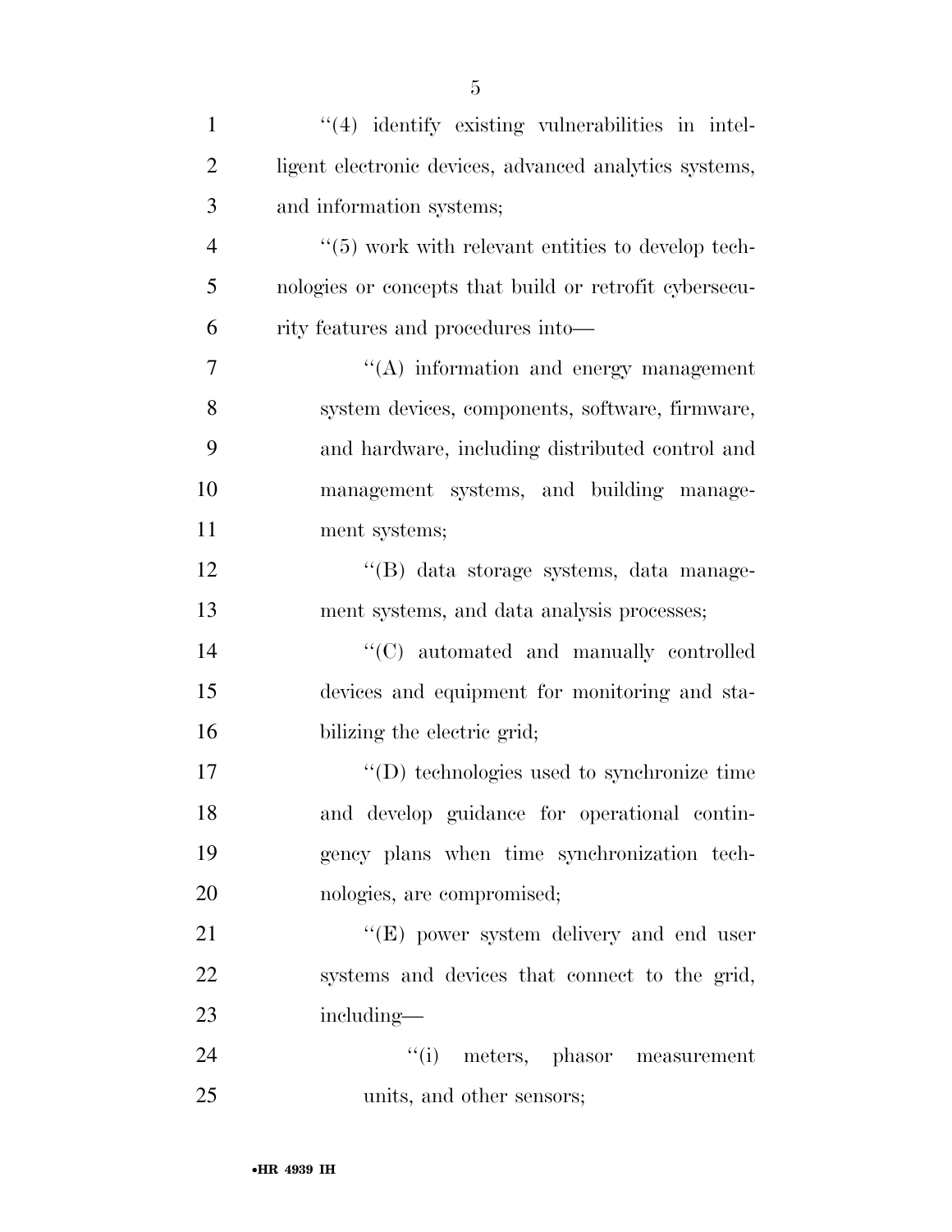''(4) identify existing vulnerabilities in intelligent electronic devices, advanced analytics systems, and information systems;

''(5) work with relevant entities to develop technologies or concepts that build or retrofit cybersecurity features and procedures into—

''(A) information and energy management system devices, components, software, firmware, and hardware, including distributed control and management systems, and building management systems;

''(B) data storage systems, data management systems, and data analysis processes;

''(C) automated and manually controlled devices and equipment for monitoring and stabilizing the electric grid;

''(D) technologies used to synchronize time and develop guidance for operational contingency plans when time synchronization technologies, are compromised;

''(E) power system delivery and end user systems and devices that connect to the grid, including—

''(i) meters, phasor measurement units, and other sensors;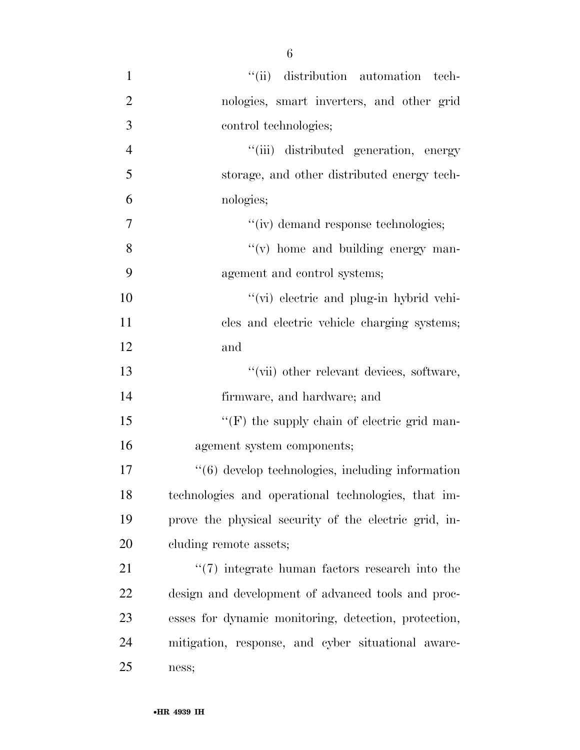''(ii) distribution automation technologies, smart inverters, and other grid control technologies;

''(iii) distributed generation, energy storage, and other distributed energy technologies;

''(iv) demand response technologies;

''(v) home and building energy management and control systems;

''(vi) electric and plug-in hybrid vehicles and electric vehicle charging systems; and

''(vii) other relevant devices, software, firmware, and hardware; and

''(F) the supply chain of electric grid management system components;

''(6) develop technologies, including information technologies and operational technologies, that improve the physical security of the electric grid, including remote assets;

''(7) integrate human factors research into the design and development of advanced tools and processes for dynamic monitoring, detection, protection, mitigation, response, and cyber situational awareness;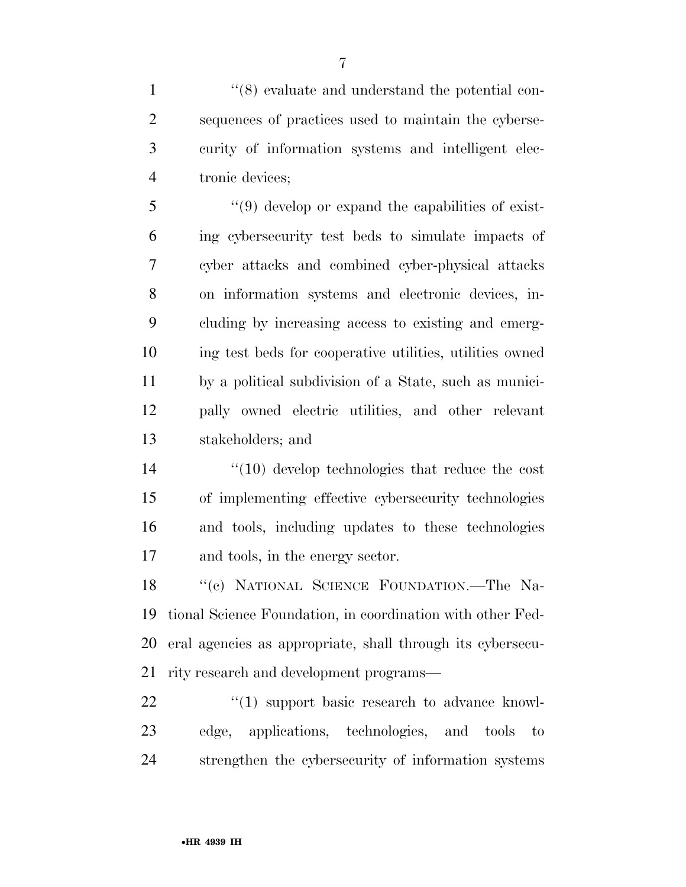''(8) evaluate and understand the potential consequences of practices used to maintain the cybersecurity of information systems and intelligent electronic devices;

''(9) develop or expand the capabilities of existing cybersecurity test beds to simulate impacts of cyber attacks and combined cyber-physical attacks on information systems and electronic devices, including by increasing access to existing and emerging test beds for cooperative utilities, utilities owned by a political subdivision of a State, such as municipally owned electric utilities, and other relevant stakeholders; and

''(10) develop technologies that reduce the cost of implementing effective cybersecurity technologies and tools, including updates to these technologies and tools, in the energy sector.

''(c) NATIONAL SCIENCE FOUNDATION.—The National Science Foundation, in coordination with other Federal agencies as appropriate, shall through its cybersecurity research and development programs—

''(1) support basic research to advance knowledge, applications, technologies, and tools to strengthen the cybersecurity of information systems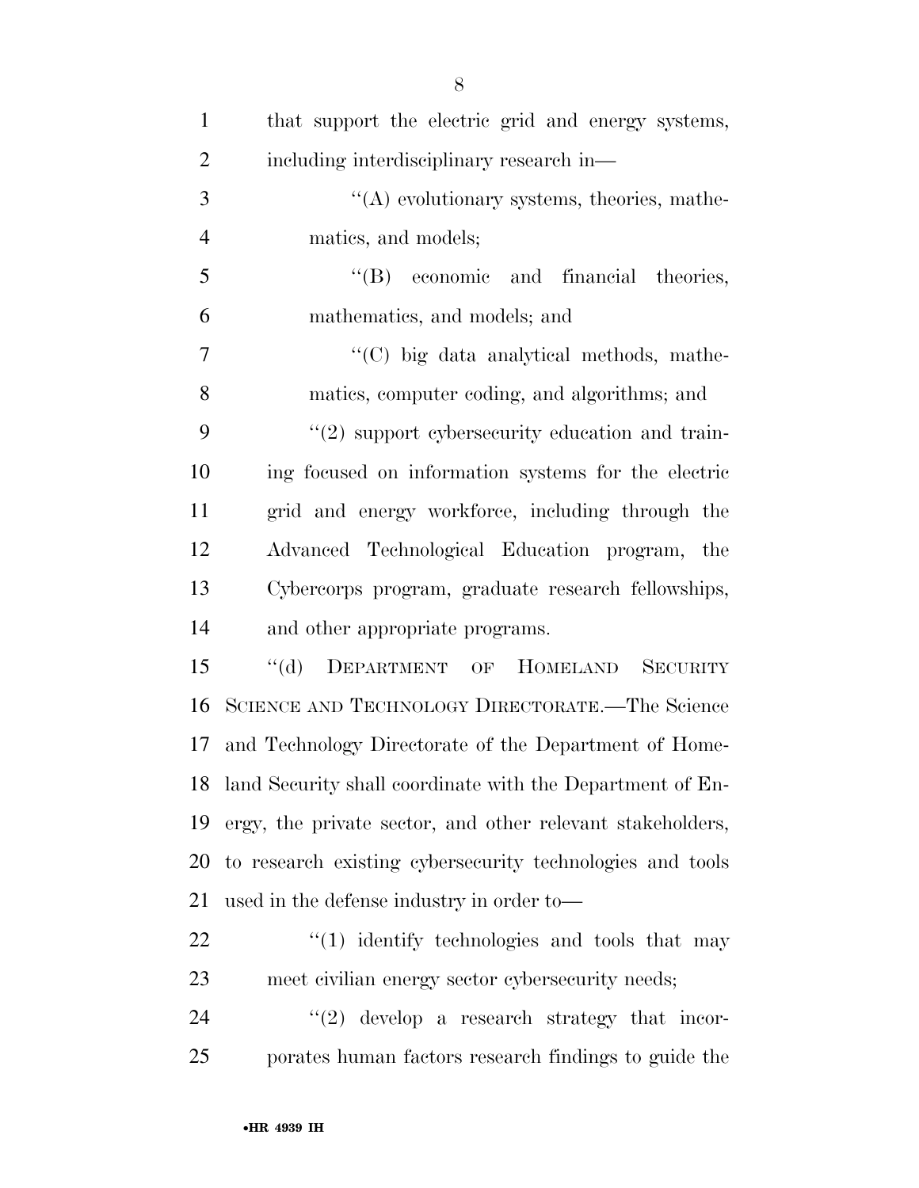that support the electric grid and energy systems, including interdisciplinary research in—

''(A) evolutionary systems, theories, mathematics, and models;

''(B) economic and financial theories, mathematics, and models; and

''(C) big data analytical methods, mathematics, computer coding, and algorithms; and

''(2) support cybersecurity education and training focused on information systems for the electric grid and energy workforce, including through the Advanced Technological Education program, the Cybercorps program, graduate research fellowships, and other appropriate programs.

''(d) DEPARTMENT OF HOMELAND SECURITY SCIENCE AND TECHNOLOGY DIRECTORATE.—The Science and Technology Directorate of the Department of Homeland Security shall coordinate with the Department of Energy, the private sector, and other relevant stakeholders, to research existing cybersecurity technologies and tools used in the defense industry in order to—

''(1) identify technologies and tools that may meet civilian energy sector cybersecurity needs;

''(2) develop a research strategy that incorporates human factors research findings to guide the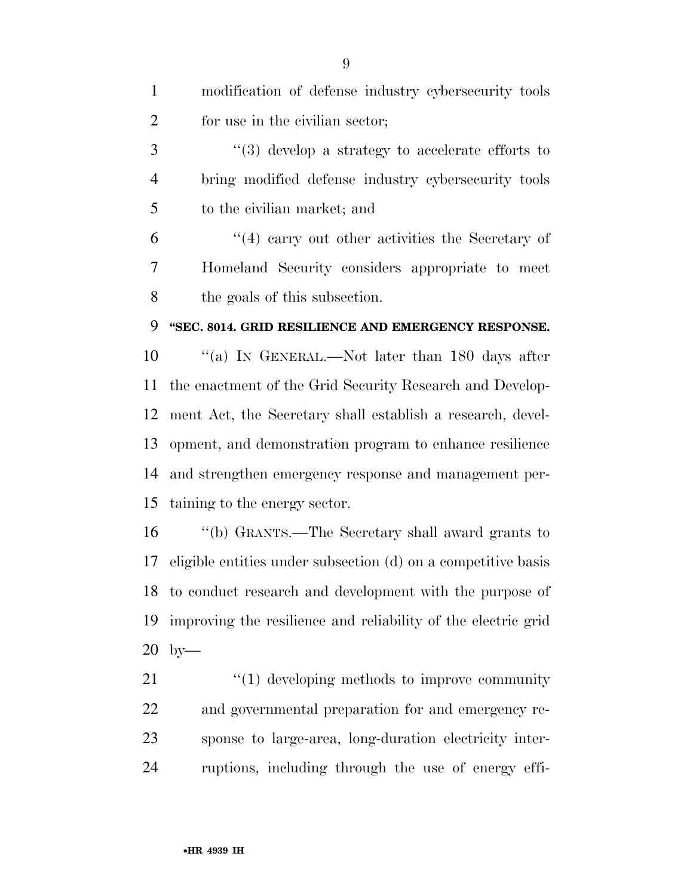modification of defense industry cybersecurity tools for use in the civilian sector;

"(3) develop a strategy to accelerate efforts to bring modified defense industry cybersecurity tools to the civilian market; and

"(4) carry out other activities the Secretary of Homeland Security considers appropriate to meet the goals of this subsection.

**"SEC. 8014. GRID RESILIENCE AND EMERGENCY RESPONSE.**

"(a) IN GENERAL.—Not later than 180 days after the enactment of the Grid Security Research and Development Act, the Secretary shall establish a research, development, and demonstration program to enhance resilience and strengthen emergency response and management pertaining to the energy sector.

"(b) GRANTS.—The Secretary shall award grants to eligible entities under subsection (d) on a competitive basis to conduct research and development with the purpose of improving the resilience and reliability of the electric grid by—

"(1) developing methods to improve community and governmental preparation for and emergency response to large-area, long-duration electricity interruptions, including through the use of energy effi-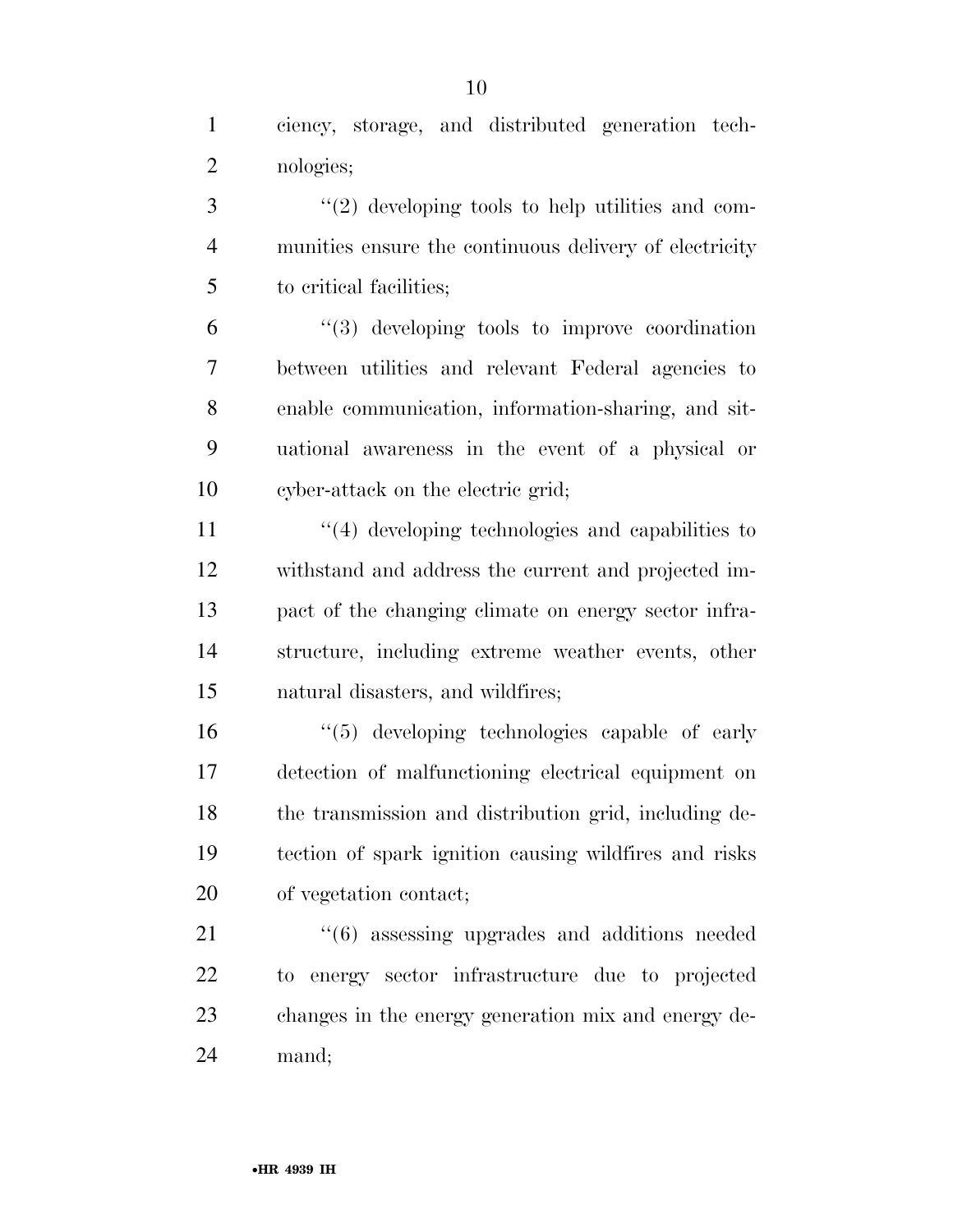ciency, storage, and distributed generation technologies;

''(2) developing tools to help utilities and communities ensure the continuous delivery of electricity to critical facilities;

''(3) developing tools to improve coordination between utilities and relevant Federal agencies to enable communication, information-sharing, and situational awareness in the event of a physical or cyber-attack on the electric grid;

''(4) developing technologies and capabilities to withstand and address the current and projected impact of the changing climate on energy sector infrastructure, including extreme weather events, other natural disasters, and wildfires;

''(5) developing technologies capable of early detection of malfunctioning electrical equipment on the transmission and distribution grid, including detection of spark ignition causing wildfires and risks of vegetation contact;

''(6) assessing upgrades and additions needed to energy sector infrastructure due to projected changes in the energy generation mix and energy demand;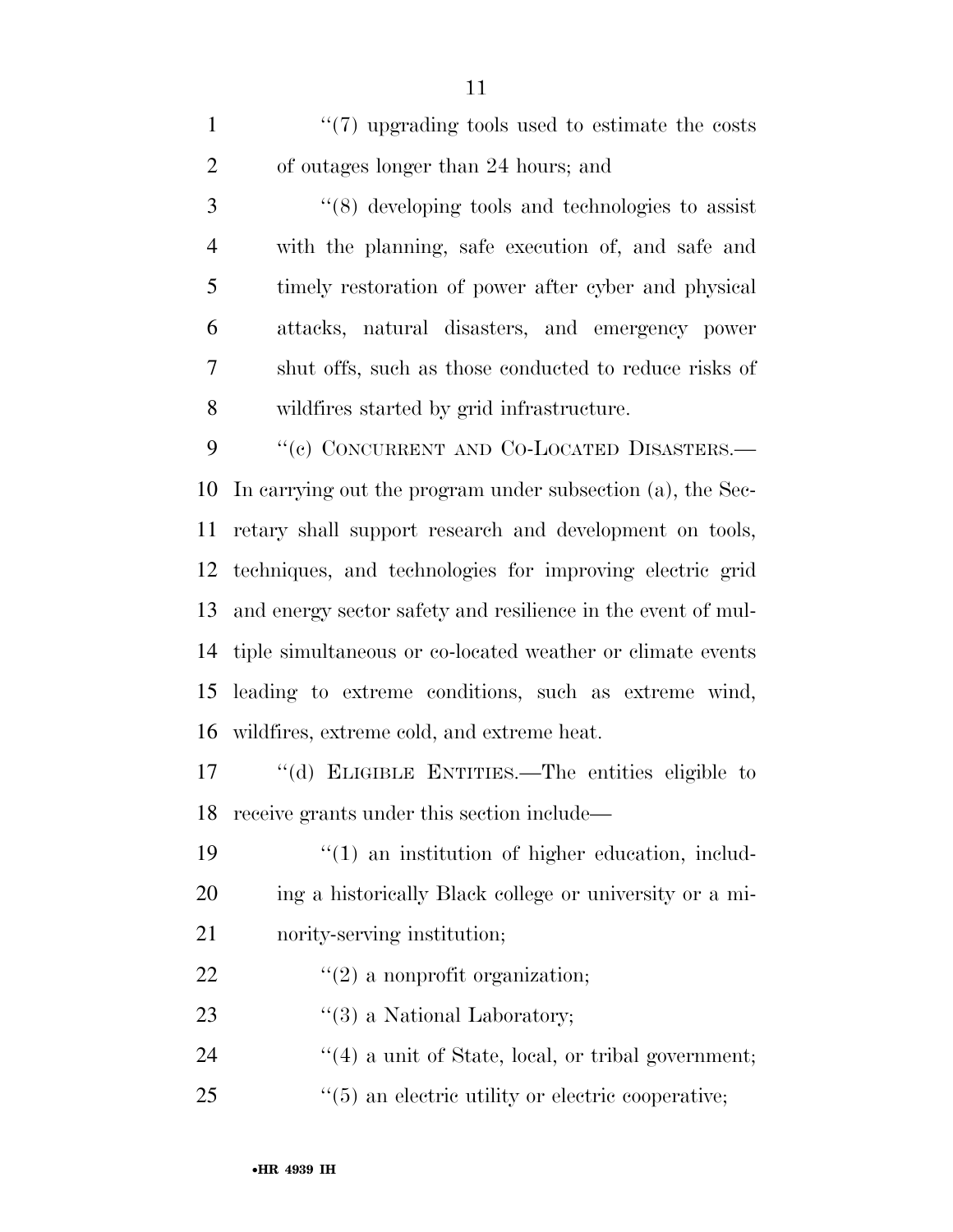"(7) upgrading tools used to estimate the costs of outages longer than 24 hours; and

"(8) developing tools and technologies to assist with the planning, safe execution of, and safe and timely restoration of power after cyber and physical attacks, natural disasters, and emergency power shut offs, such as those conducted to reduce risks of wildfires started by grid infrastructure.

"(c) CONCURRENT AND CO-LOCATED DISASTERS.—In carrying out the program under subsection (a), the Secretary shall support research and development on tools, techniques, and technologies for improving electric grid and energy sector safety and resilience in the event of multiple simultaneous or co-located weather or climate events leading to extreme conditions, such as extreme wind, wildfires, extreme cold, and extreme heat.

"(d) ELIGIBLE ENTITIES.—The entities eligible to receive grants under this section include—

"(1) an institution of higher education, including a historically Black college or university or a minority-serving institution;

"(2) a nonprofit organization;

"(3) a National Laboratory;

"(4) a unit of State, local, or tribal government;

"(5) an electric utility or electric cooperative;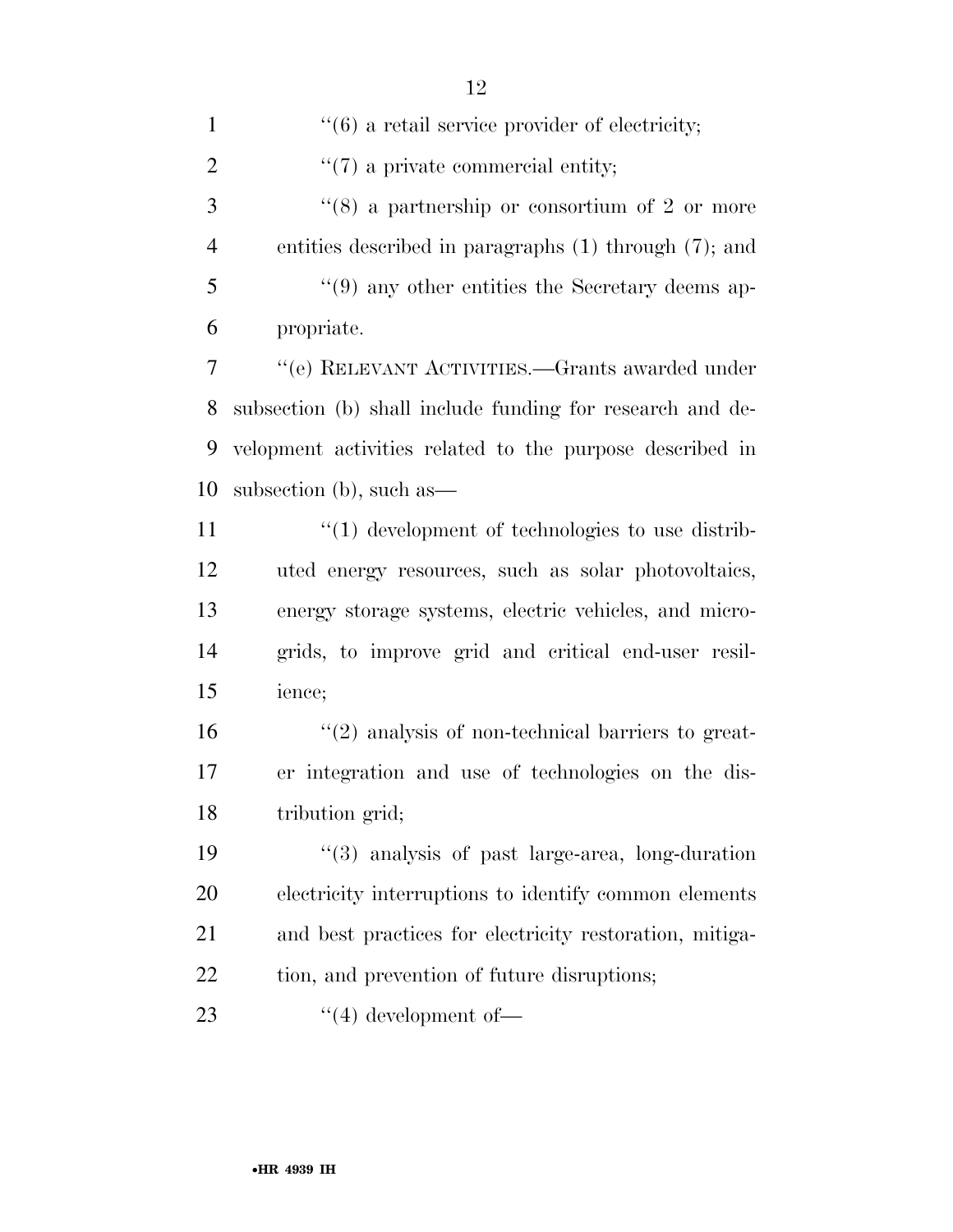"(6) a retail service provider of electricity;

"(7) a private commercial entity;

"(8) a partnership or consortium of 2 or more entities described in paragraphs (1) through (7); and

"(9) any other entities the Secretary deems appropriate.

"(e) RELEVANT ACTIVITIES.—Grants awarded under subsection (b) shall include funding for research and development activities related to the purpose described in subsection (b), such as—

"(1) development of technologies to use distributed energy resources, such as solar photovoltaics, energy storage systems, electric vehicles, and microgrids, to improve grid and critical end-user resilience;

"(2) analysis of non-technical barriers to greater integration and use of technologies on the distribution grid;

"(3) analysis of past large-area, long-duration electricity interruptions to identify common elements and best practices for electricity restoration, mitigation, and prevention of future disruptions;

"(4) development of—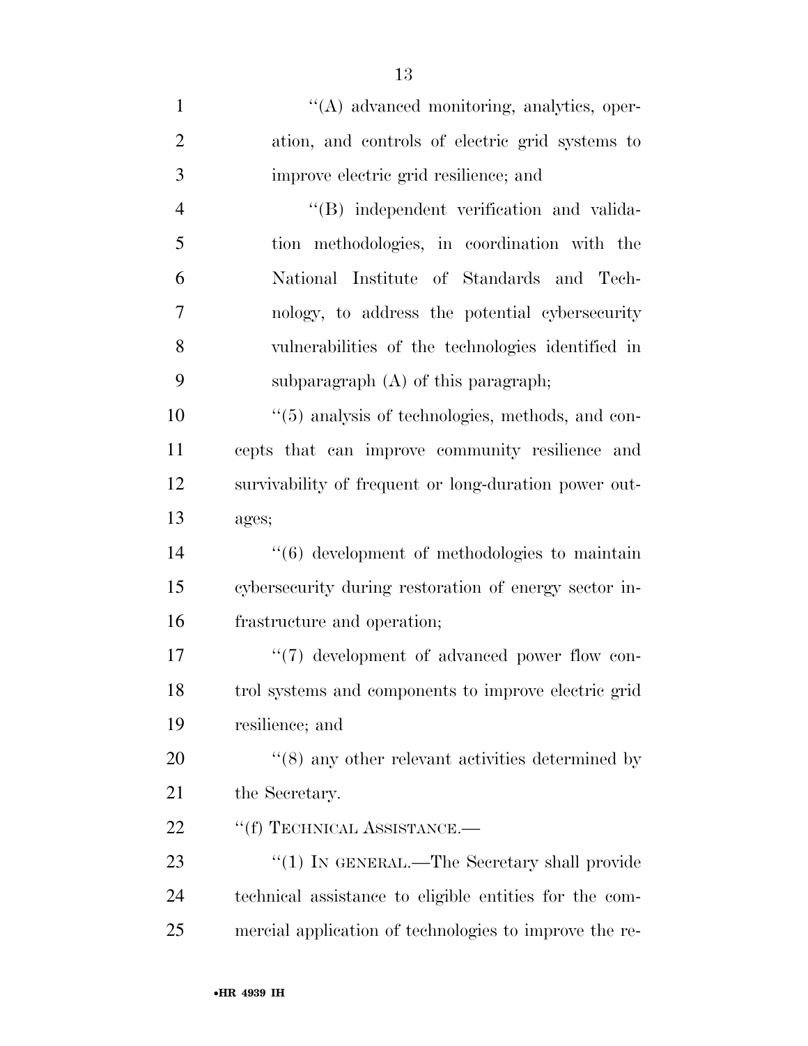''(A) advanced monitoring, analytics, operation, and controls of electric grid systems to improve electric grid resilience; and

''(B) independent verification and validation methodologies, in coordination with the National Institute of Standards and Technology, to address the potential cybersecurity vulnerabilities of the technologies identified in subparagraph (A) of this paragraph;

''(5) analysis of technologies, methods, and concepts that can improve community resilience and survivability of frequent or long-duration power outages;

''(6) development of methodologies to maintain cybersecurity during restoration of energy sector infrastructure and operation;

''(7) development of advanced power flow control systems and components to improve electric grid resilience; and

''(8) any other relevant activities determined by the Secretary.

''(f) TECHNICAL ASSISTANCE.—

''(1) IN GENERAL.—The Secretary shall provide technical assistance to eligible entities for the commercial application of technologies to improve the re-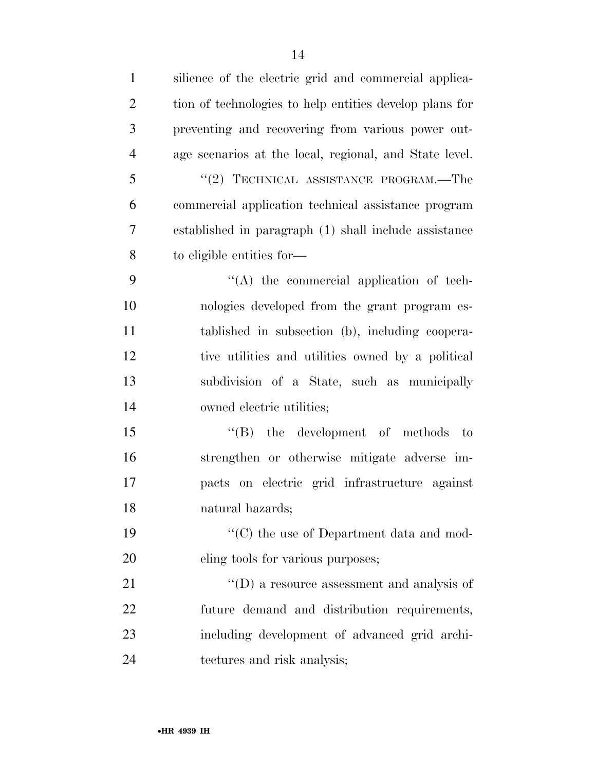silience of the electric grid and commercial application of technologies to help entities develop plans for preventing and recovering from various power outage scenarios at the local, regional, and State level.

"(2) TECHNICAL ASSISTANCE PROGRAM.—The commercial application technical assistance program established in paragraph (1) shall include assistance to eligible entities for—

"(A) the commercial application of technologies developed from the grant program established in subsection (b), including cooperative utilities and utilities owned by a political subdivision of a State, such as municipally owned electric utilities;

"(B) the development of methods to strengthen or otherwise mitigate adverse impacts on electric grid infrastructure against natural hazards;

"(C) the use of Department data and modeling tools for various purposes;

"(D) a resource assessment and analysis of future demand and distribution requirements, including development of advanced grid architectures and risk analysis;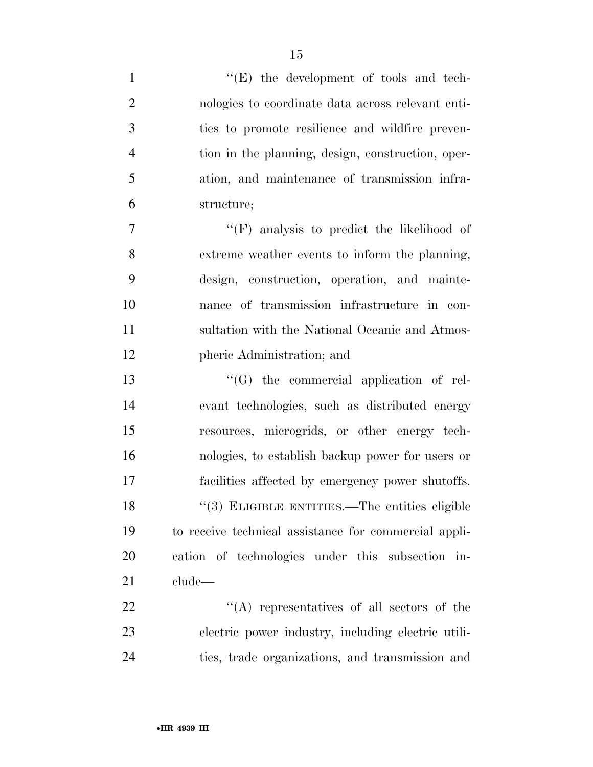''(E) the development of tools and technologies to coordinate data across relevant entities to promote resilience and wildfire prevention in the planning, design, construction, operation, and maintenance of transmission infrastructure;

''(F) analysis to predict the likelihood of extreme weather events to inform the planning, design, construction, operation, and maintenance of transmission infrastructure in consultation with the National Oceanic and Atmospheric Administration; and

''(G) the commercial application of relevant technologies, such as distributed energy resources, microgrids, or other energy technologies, to establish backup power for users or facilities affected by emergency power shutoffs.

''(3) ELIGIBLE ENTITIES.—The entities eligible to receive technical assistance for commercial application of technologies under this subsection include—

''(A) representatives of all sectors of the electric power industry, including electric utilities, trade organizations, and transmission and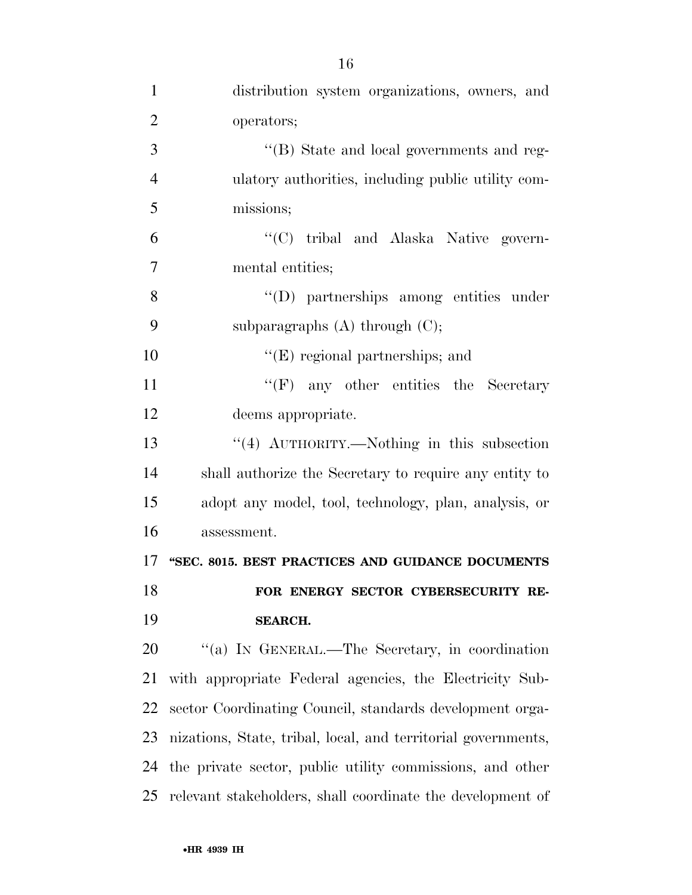distribution system organizations, owners, and operators;

''(B) State and local governments and regulatory authorities, including public utility commissions;

''(C) tribal and Alaska Native governmental entities;

''(D) partnerships among entities under subparagraphs (A) through (C);

''(E) regional partnerships; and

''(F) any other entities the Secretary deems appropriate.

''(4) AUTHORITY.—Nothing in this subsection shall authorize the Secretary to require any entity to adopt any model, tool, technology, plan, analysis, or assessment.

**''SEC. 8015. BEST PRACTICES AND GUIDANCE DOCUMENTS FOR ENERGY SECTOR CYBERSECURITY RESEARCH.**

''(a) IN GENERAL.—The Secretary, in coordination with appropriate Federal agencies, the Electricity Subsector Coordinating Council, standards development organizations, State, tribal, local, and territorial governments, the private sector, public utility commissions, and other relevant stakeholders, shall coordinate the development of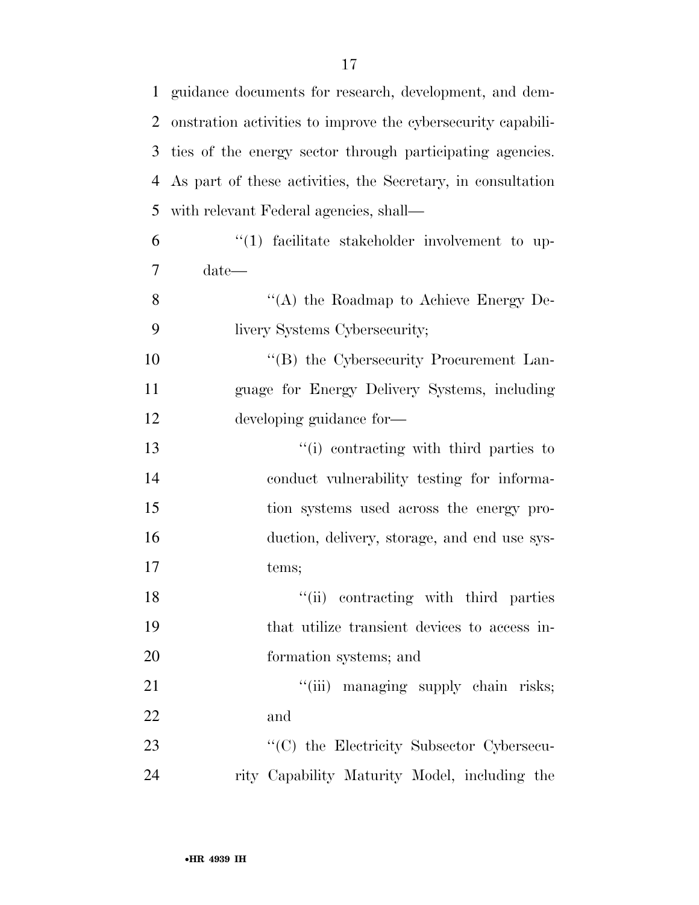guidance documents for research, development, and demonstration activities to improve the cybersecurity capabilities of the energy sector through participating agencies. As part of these activities, the Secretary, in consultation with relevant Federal agencies, shall—

"(1) facilitate stakeholder involvement to update—

"(A) the Roadmap to Achieve Energy Delivery Systems Cybersecurity;

"(B) the Cybersecurity Procurement Language for Energy Delivery Systems, including developing guidance for—

"(i) contracting with third parties to conduct vulnerability testing for information systems used across the energy production, delivery, storage, and end use systems;

"(ii) contracting with third parties that utilize transient devices to access information systems; and

"(iii) managing supply chain risks; and

"(C) the Electricity Subsector Cybersecurity Capability Maturity Model, including the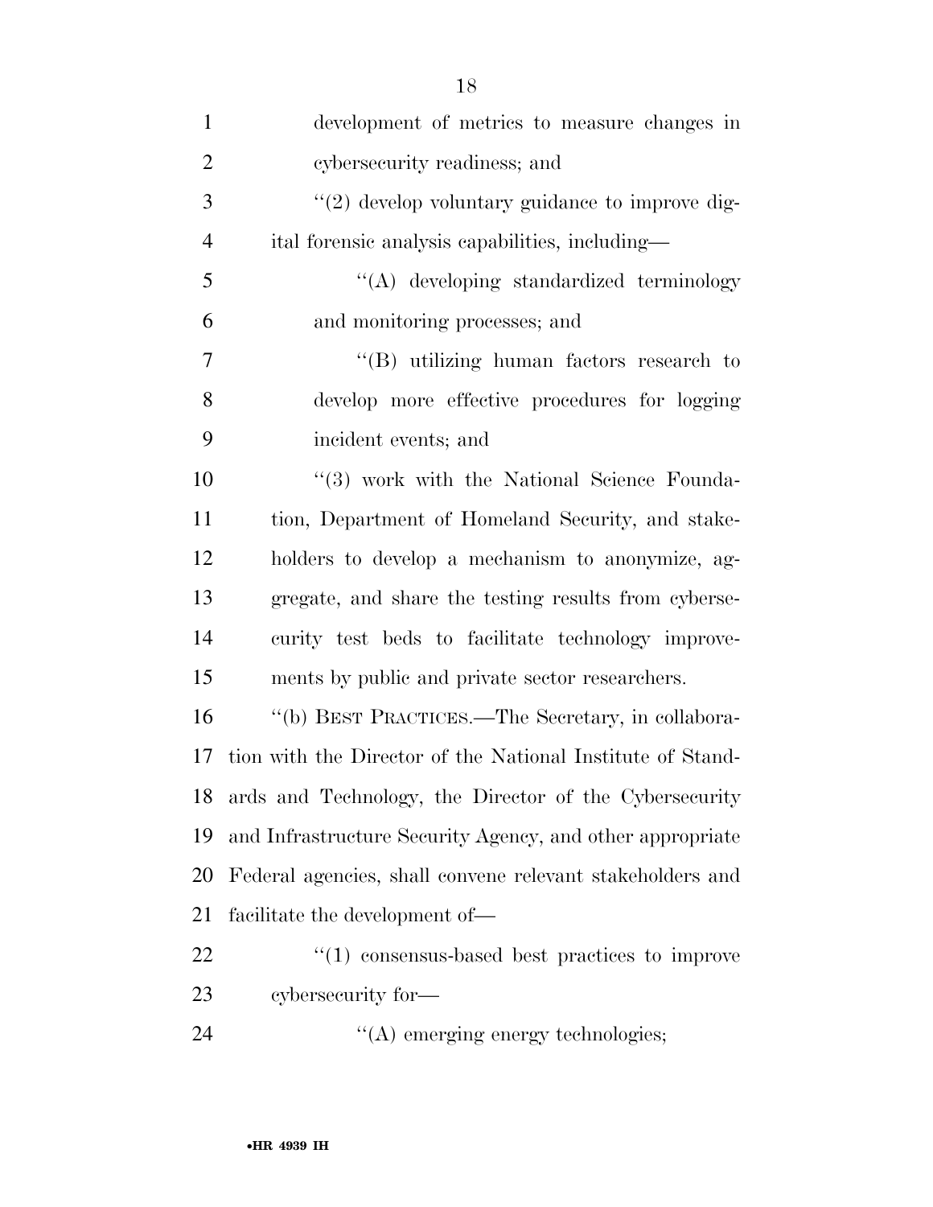development of metrics to measure changes in cybersecurity readiness; and

"(2) develop voluntary guidance to improve digital forensic analysis capabilities, including—

"(A) developing standardized terminology and monitoring processes; and

"(B) utilizing human factors research to develop more effective procedures for logging incident events; and

"(3) work with the National Science Foundation, Department of Homeland Security, and stakeholders to develop a mechanism to anonymize, aggregate, and share the testing results from cybersecurity test beds to facilitate technology improvements by public and private sector researchers.

"(b) BEST PRACTICES.—The Secretary, in collaboration with the Director of the National Institute of Standards and Technology, the Director of the Cybersecurity and Infrastructure Security Agency, and other appropriate Federal agencies, shall convene relevant stakeholders and facilitate the development of—

"(1) consensus-based best practices to improve cybersecurity for—

"(A) emerging energy technologies;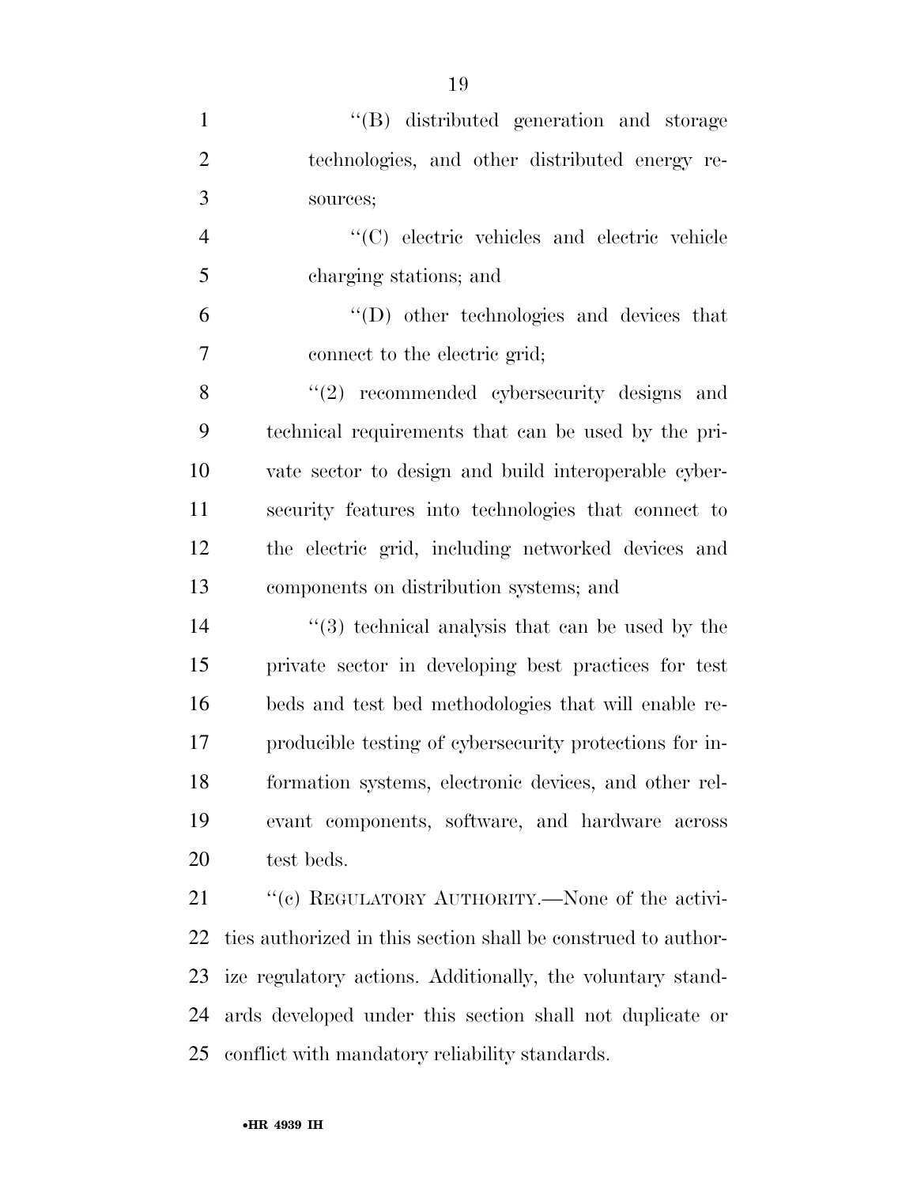''(B) distributed generation and storage technologies, and other distributed energy resources;

''(C) electric vehicles and electric vehicle charging stations; and

''(D) other technologies and devices that connect to the electric grid;

''(2) recommended cybersecurity designs and technical requirements that can be used by the private sector to design and build interoperable cybersecurity features into technologies that connect to the electric grid, including networked devices and components on distribution systems; and

''(3) technical analysis that can be used by the private sector in developing best practices for test beds and test bed methodologies that will enable reproducible testing of cybersecurity protections for information systems, electronic devices, and other relevant components, software, and hardware across test beds.

''(c) REGULATORY AUTHORITY.—None of the activities authorized in this section shall be construed to authorize regulatory actions. Additionally, the voluntary standards developed under this section shall not duplicate or conflict with mandatory reliability standards.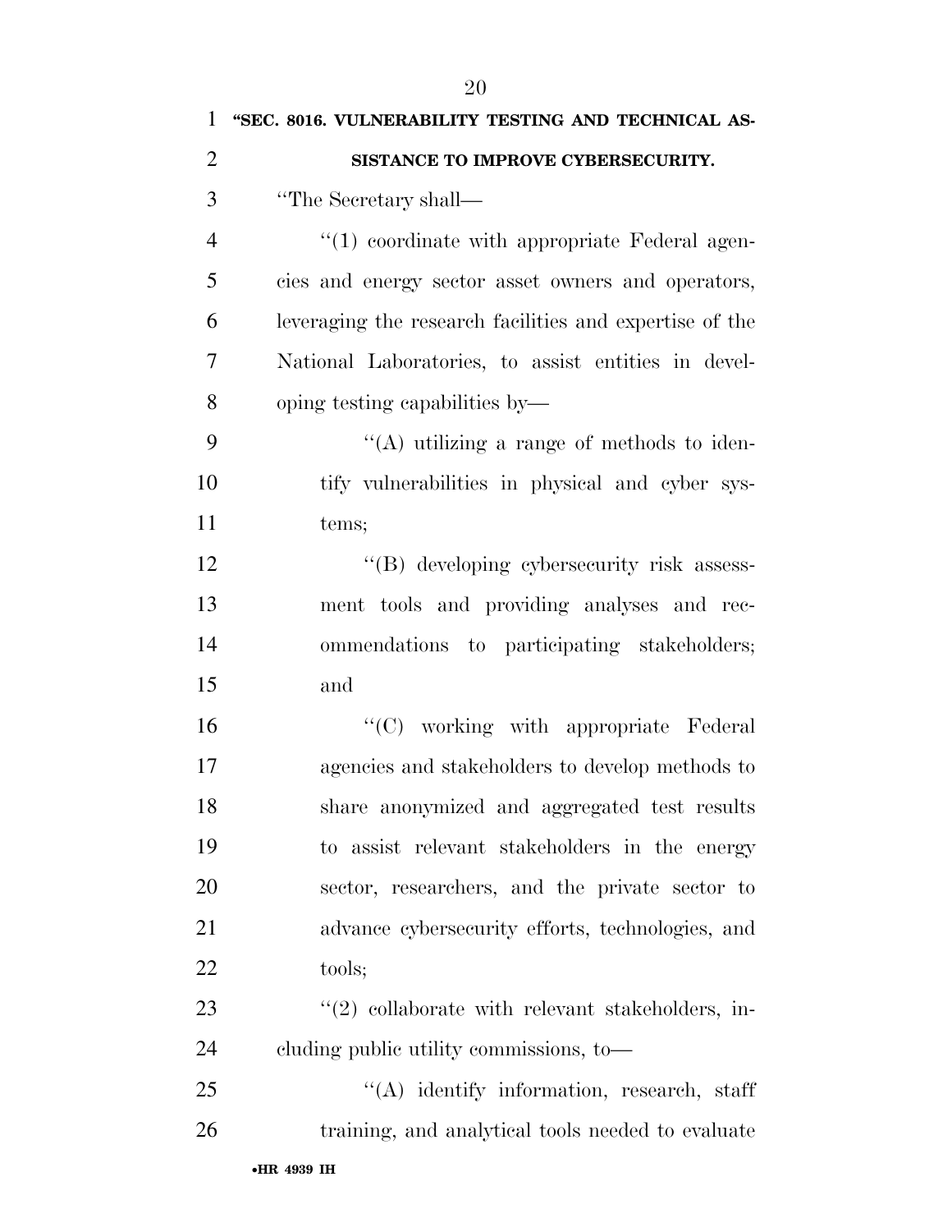**"SEC. 8016. VULNERABILITY TESTING AND TECHNICAL ASSISTANCE TO IMPROVE CYBERSECURITY.**

"The Secretary shall—

"(1) coordinate with appropriate Federal agencies and energy sector asset owners and operators, leveraging the research facilities and expertise of the National Laboratories, to assist entities in developing testing capabilities by—

"(A) utilizing a range of methods to identify vulnerabilities in physical and cyber systems;

"(B) developing cybersecurity risk assessment tools and providing analyses and recommendations to participating stakeholders; and

"(C) working with appropriate Federal agencies and stakeholders to develop methods to share anonymized and aggregated test results to assist relevant stakeholders in the energy sector, researchers, and the private sector to advance cybersecurity efforts, technologies, and tools;

"(2) collaborate with relevant stakeholders, including public utility commissions, to—

"(A) identify information, research, staff training, and analytical tools needed to evaluate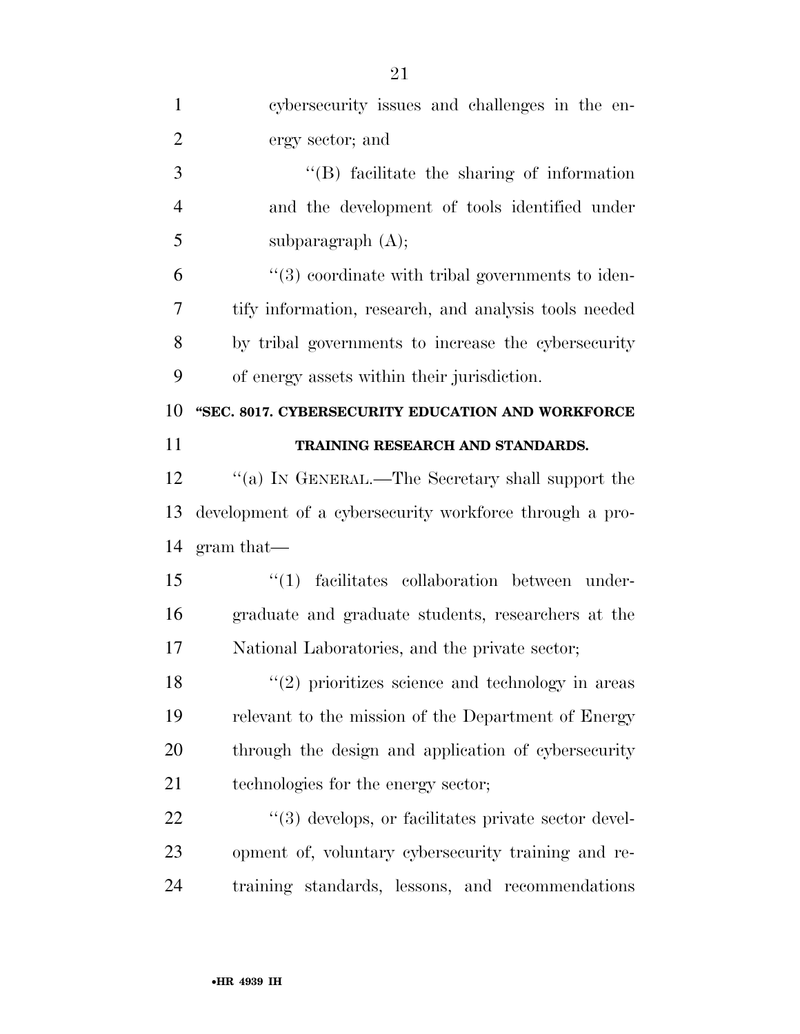cybersecurity issues and challenges in the energy sector; and

''(B) facilitate the sharing of information and the development of tools identified under subparagraph (A);

''(3) coordinate with tribal governments to identify information, research, and analysis tools needed by tribal governments to increase the cybersecurity of energy assets within their jurisdiction.

**''SEC. 8017. CYBERSECURITY EDUCATION AND WORKFORCE TRAINING RESEARCH AND STANDARDS.**

''(a) IN GENERAL.—The Secretary shall support the development of a cybersecurity workforce through a program that—

''(1) facilitates collaboration between undergraduate and graduate students, researchers at the National Laboratories, and the private sector;

''(2) prioritizes science and technology in areas relevant to the mission of the Department of Energy through the design and application of cybersecurity technologies for the energy sector;

''(3) develops, or facilitates private sector development of, voluntary cybersecurity training and retraining standards, lessons, and recommendations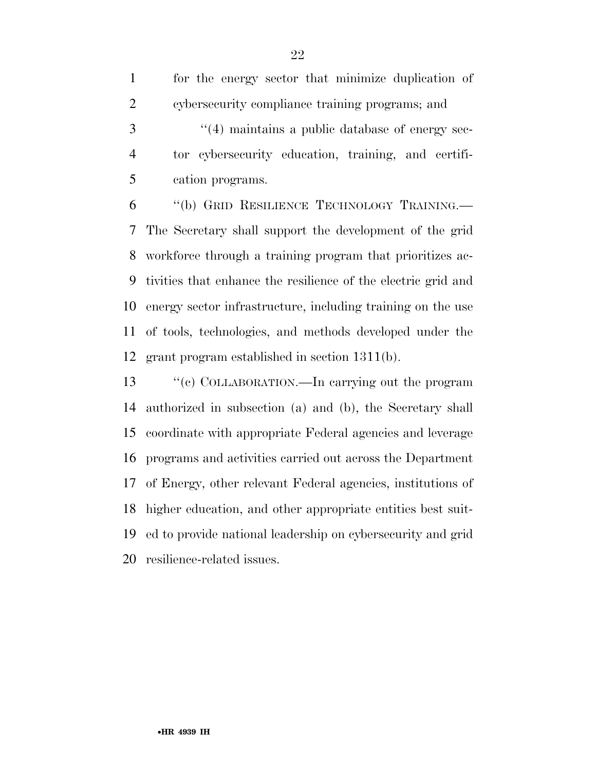for the energy sector that minimize duplication of cybersecurity compliance training programs; and

''(4) maintains a public database of energy sector cybersecurity education, training, and certification programs.

''(b) GRID RESILIENCE TECHNOLOGY TRAINING.—The Secretary shall support the development of the grid workforce through a training program that prioritizes activities that enhance the resilience of the electric grid and energy sector infrastructure, including training on the use of tools, technologies, and methods developed under the grant program established in section 1311(b).

''(c) COLLABORATION.—In carrying out the program authorized in subsection (a) and (b), the Secretary shall coordinate with appropriate Federal agencies and leverage programs and activities carried out across the Department of Energy, other relevant Federal agencies, institutions of higher education, and other appropriate entities best suited to provide national leadership on cybersecurity and grid resilience-related issues.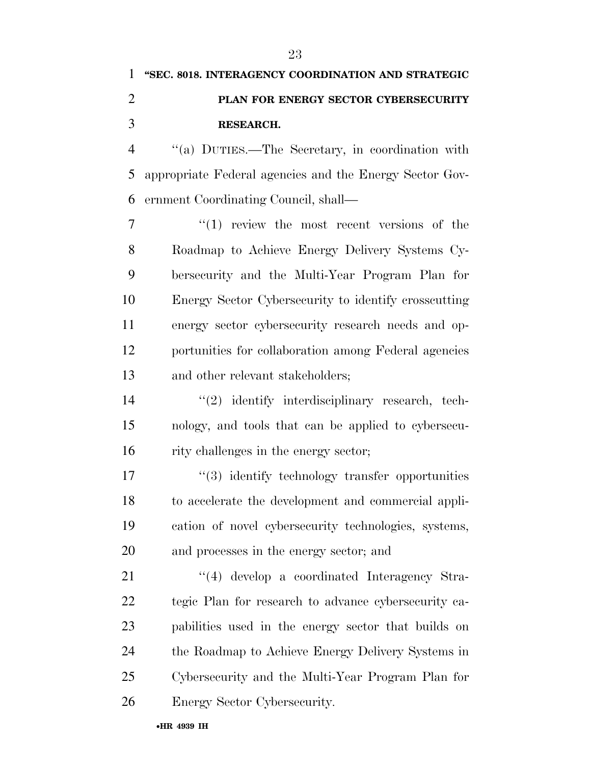**"SEC. 8018. INTERAGENCY COORDINATION AND STRATEGIC PLAN FOR ENERGY SECTOR CYBERSECURITY RESEARCH.**

"(a) DUTIES.—The Secretary, in coordination with appropriate Federal agencies and the Energy Sector Government Coordinating Council, shall—

"(1) review the most recent versions of the Roadmap to Achieve Energy Delivery Systems Cybersecurity and the Multi-Year Program Plan for Energy Sector Cybersecurity to identify crosscutting energy sector cybersecurity research needs and opportunities for collaboration among Federal agencies and other relevant stakeholders;

"(2) identify interdisciplinary research, technology, and tools that can be applied to cybersecurity challenges in the energy sector;

"(3) identify technology transfer opportunities to accelerate the development and commercial application of novel cybersecurity technologies, systems, and processes in the energy sector; and

"(4) develop a coordinated Interagency Strategic Plan for research to advance cybersecurity capabilities used in the energy sector that builds on the Roadmap to Achieve Energy Delivery Systems in Cybersecurity and the Multi-Year Program Plan for Energy Sector Cybersecurity.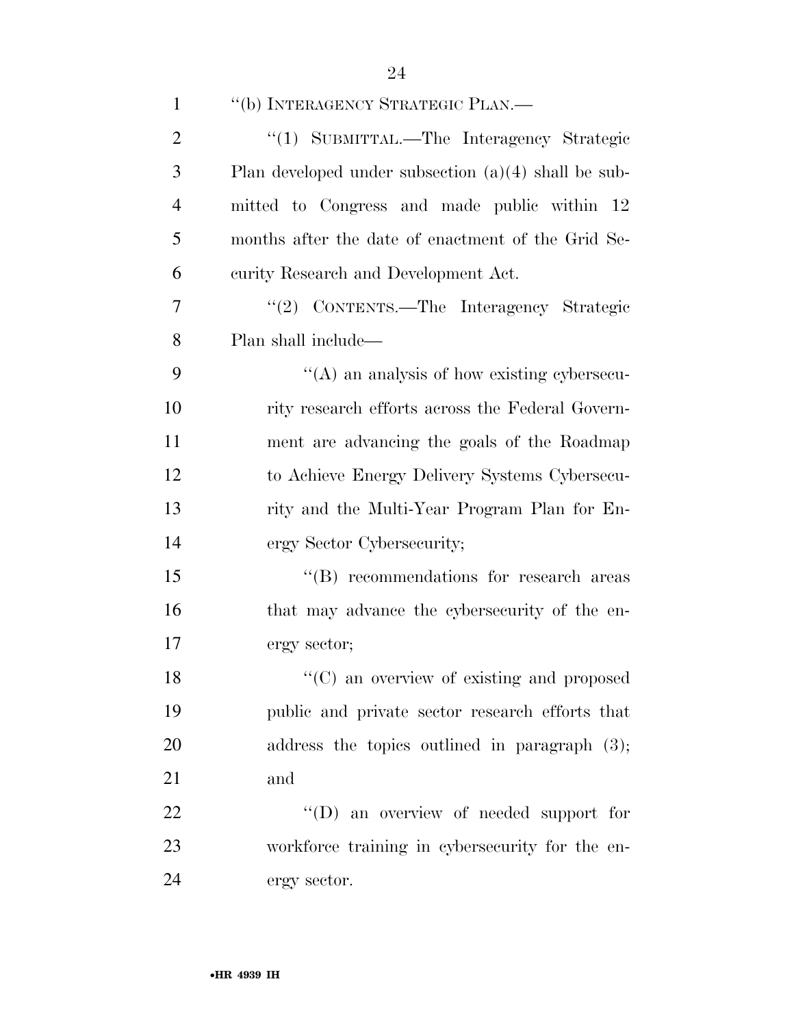"(b) INTERAGENCY STRATEGIC PLAN.—

"(1) SUBMITTAL.—The Interagency Strategic Plan developed under subsection (a)(4) shall be submitted to Congress and made public within 12 months after the date of enactment of the Grid Security Research and Development Act.

"(2) CONTENTS.—The Interagency Strategic Plan shall include—

"(A) an analysis of how existing cybersecurity research efforts across the Federal Government are advancing the goals of the Roadmap to Achieve Energy Delivery Systems Cybersecurity and the Multi-Year Program Plan for Energy Sector Cybersecurity;

"(B) recommendations for research areas that may advance the cybersecurity of the energy sector;

"(C) an overview of existing and proposed public and private sector research efforts that address the topics outlined in paragraph (3); and

"(D) an overview of needed support for workforce training in cybersecurity for the energy sector.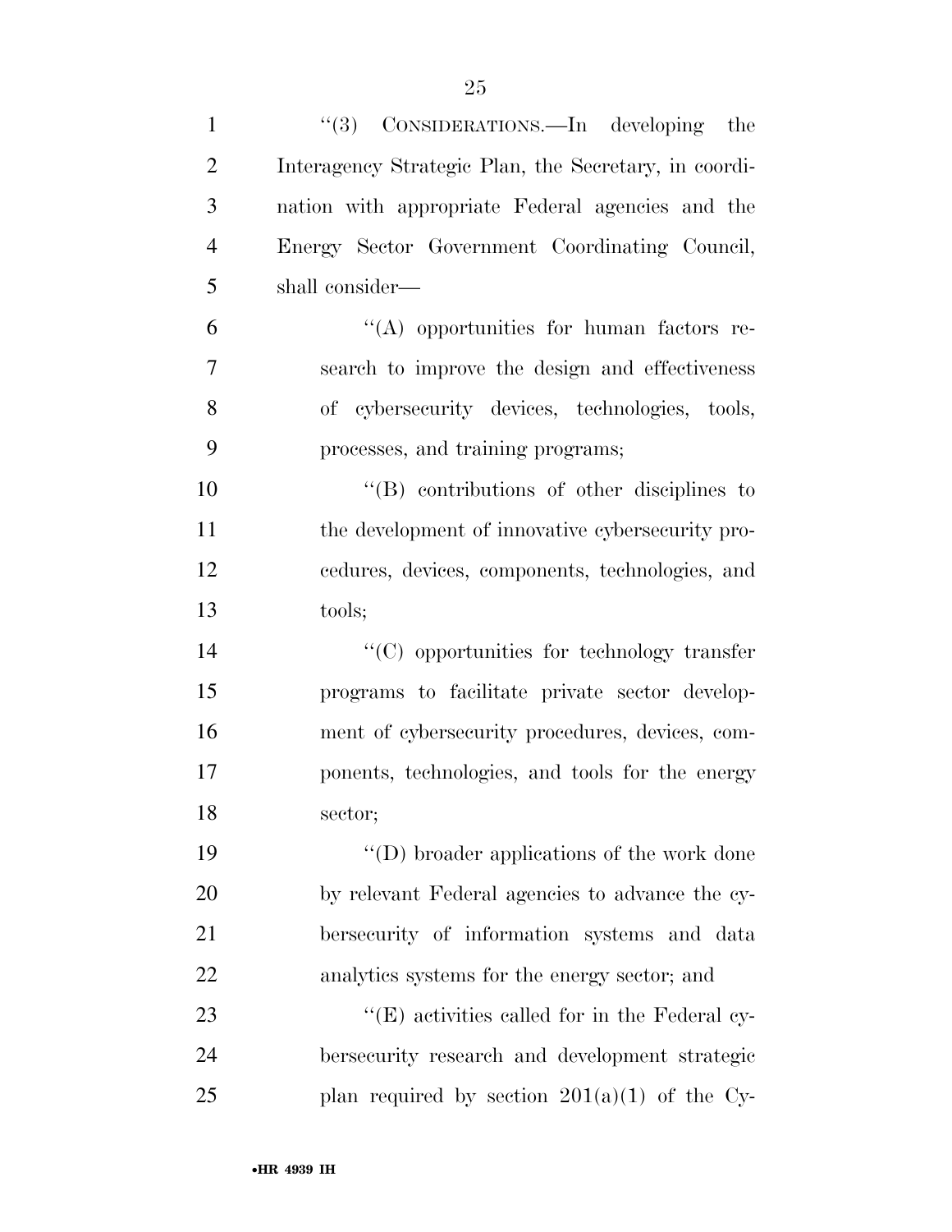''(3) CONSIDERATIONS.—In developing the Interagency Strategic Plan, the Secretary, in coordination with appropriate Federal agencies and the Energy Sector Government Coordinating Council, shall consider—

''(A) opportunities for human factors research to improve the design and effectiveness of cybersecurity devices, technologies, tools, processes, and training programs;

''(B) contributions of other disciplines to the development of innovative cybersecurity procedures, devices, components, technologies, and tools;

''(C) opportunities for technology transfer programs to facilitate private sector development of cybersecurity procedures, devices, components, technologies, and tools for the energy sector;

''(D) broader applications of the work done by relevant Federal agencies to advance the cybersecurity of information systems and data analytics systems for the energy sector; and

''(E) activities called for in the Federal cybersecurity research and development strategic plan required by section 201(a)(1) of the Cy-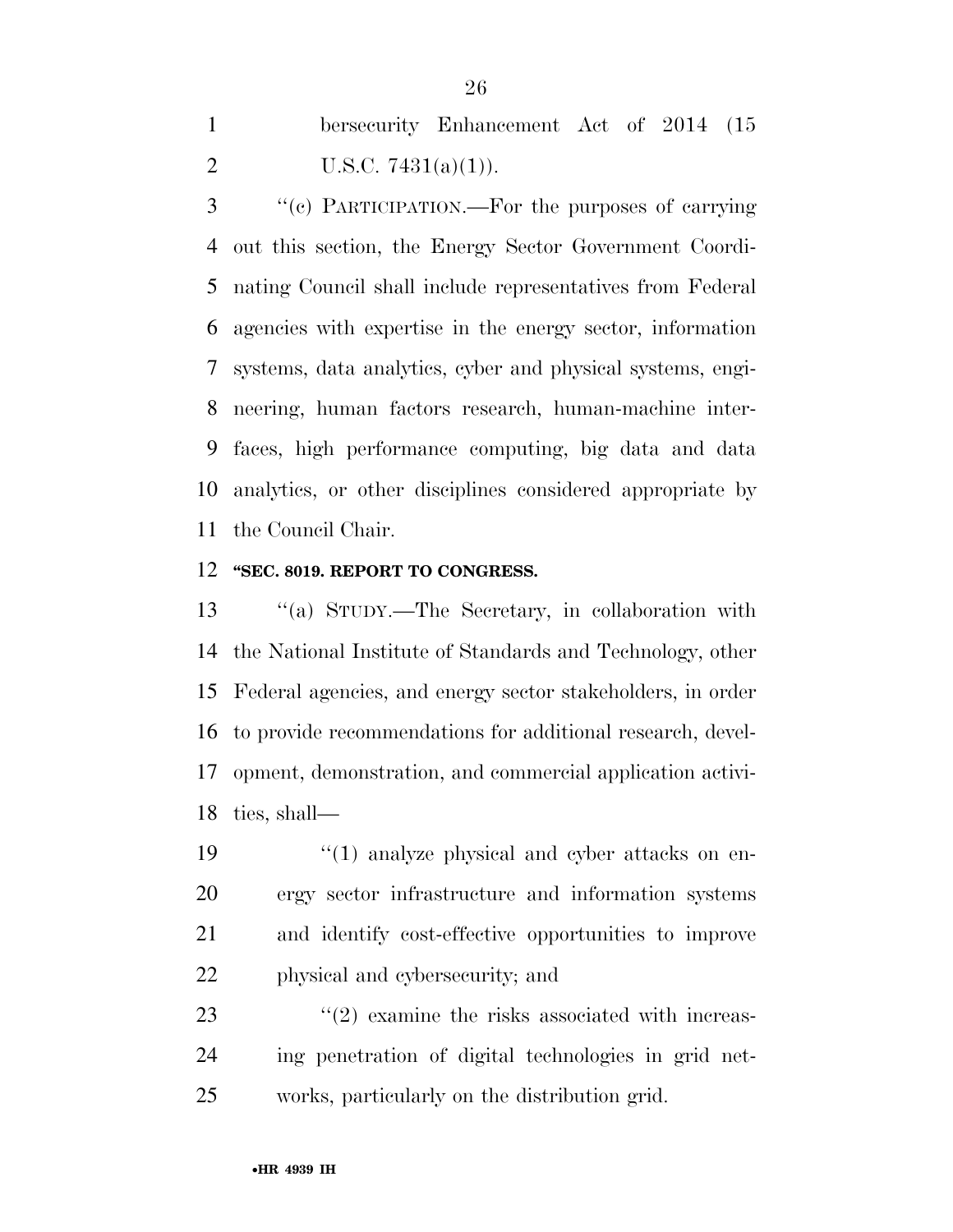bersecurity Enhancement Act of 2014 (15 U.S.C. 7431(a)(1)).

"(c) PARTICIPATION.—For the purposes of carrying out this section, the Energy Sector Government Coordinating Council shall include representatives from Federal agencies with expertise in the energy sector, information systems, data analytics, cyber and physical systems, engineering, human factors research, human-machine interfaces, high performance computing, big data and data analytics, or other disciplines considered appropriate by the Council Chair.

**"SEC. 8019. REPORT TO CONGRESS.**

"(a) STUDY.—The Secretary, in collaboration with the National Institute of Standards and Technology, other Federal agencies, and energy sector stakeholders, in order to provide recommendations for additional research, development, demonstration, and commercial application activities, shall—

"(1) analyze physical and cyber attacks on energy sector infrastructure and information systems and identify cost-effective opportunities to improve physical and cybersecurity; and

"(2) examine the risks associated with increasing penetration of digital technologies in grid networks, particularly on the distribution grid.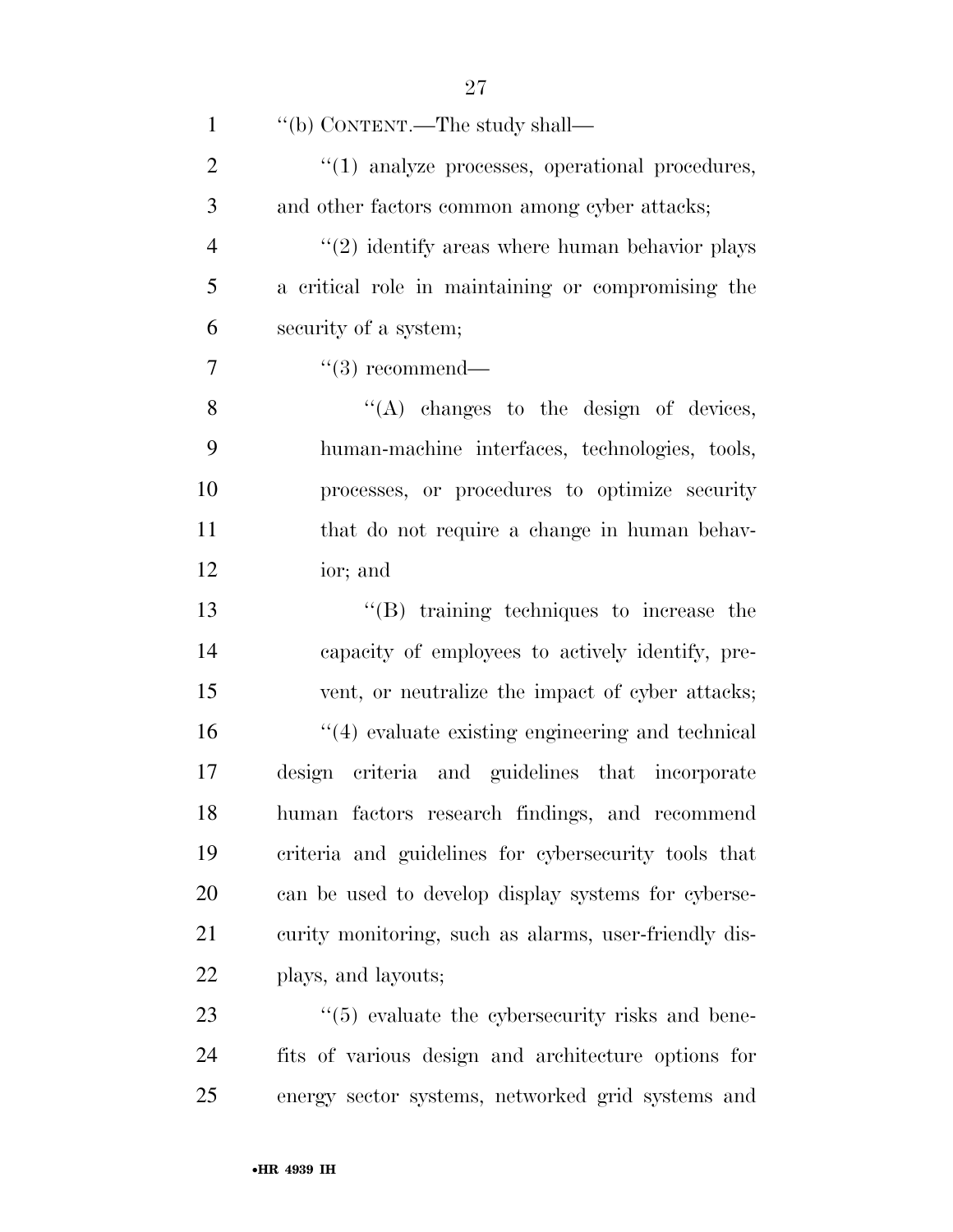''(b) CONTENT.—The study shall—

''(1) analyze processes, operational procedures, and other factors common among cyber attacks;

''(2) identify areas where human behavior plays a critical role in maintaining or compromising the security of a system;

''(3) recommend—

''(A) changes to the design of devices, human-machine interfaces, technologies, tools, processes, or procedures to optimize security that do not require a change in human behavior; and

''(B) training techniques to increase the capacity of employees to actively identify, prevent, or neutralize the impact of cyber attacks;

''(4) evaluate existing engineering and technical design criteria and guidelines that incorporate human factors research findings, and recommend criteria and guidelines for cybersecurity tools that can be used to develop display systems for cybersecurity monitoring, such as alarms, user-friendly displays, and layouts;

''(5) evaluate the cybersecurity risks and benefits of various design and architecture options for energy sector systems, networked grid systems and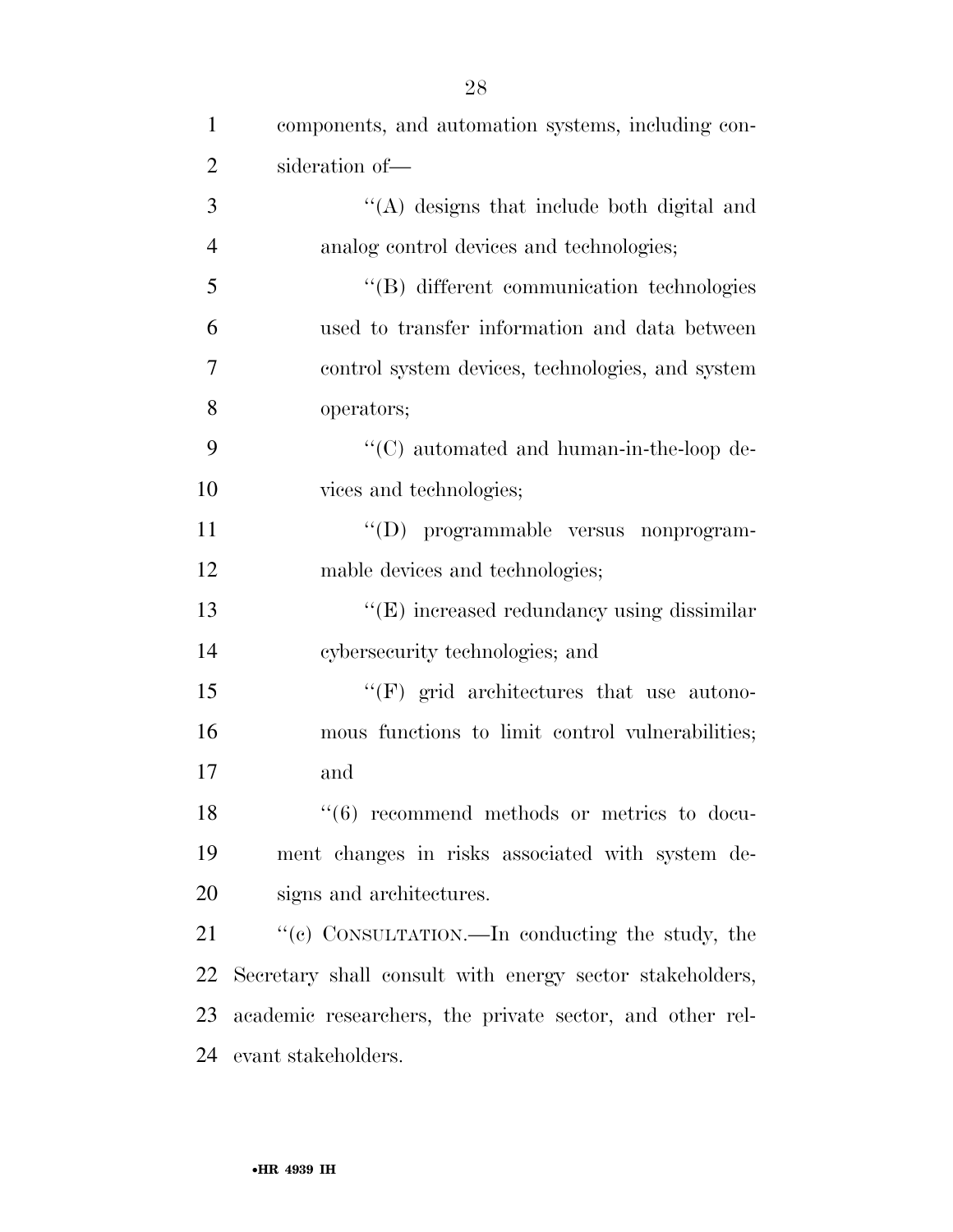components, and automation systems, including consideration of—

"(A) designs that include both digital and analog control devices and technologies;

"(B) different communication technologies used to transfer information and data between control system devices, technologies, and system operators;

"(C) automated and human-in-the-loop devices and technologies;

"(D) programmable versus nonprogrammable devices and technologies;

"(E) increased redundancy using dissimilar cybersecurity technologies; and

"(F) grid architectures that use autonomous functions to limit control vulnerabilities; and

"(6) recommend methods or metrics to document changes in risks associated with system designs and architectures.

"(c) CONSULTATION.—In conducting the study, the Secretary shall consult with energy sector stakeholders, academic researchers, the private sector, and other relevant stakeholders.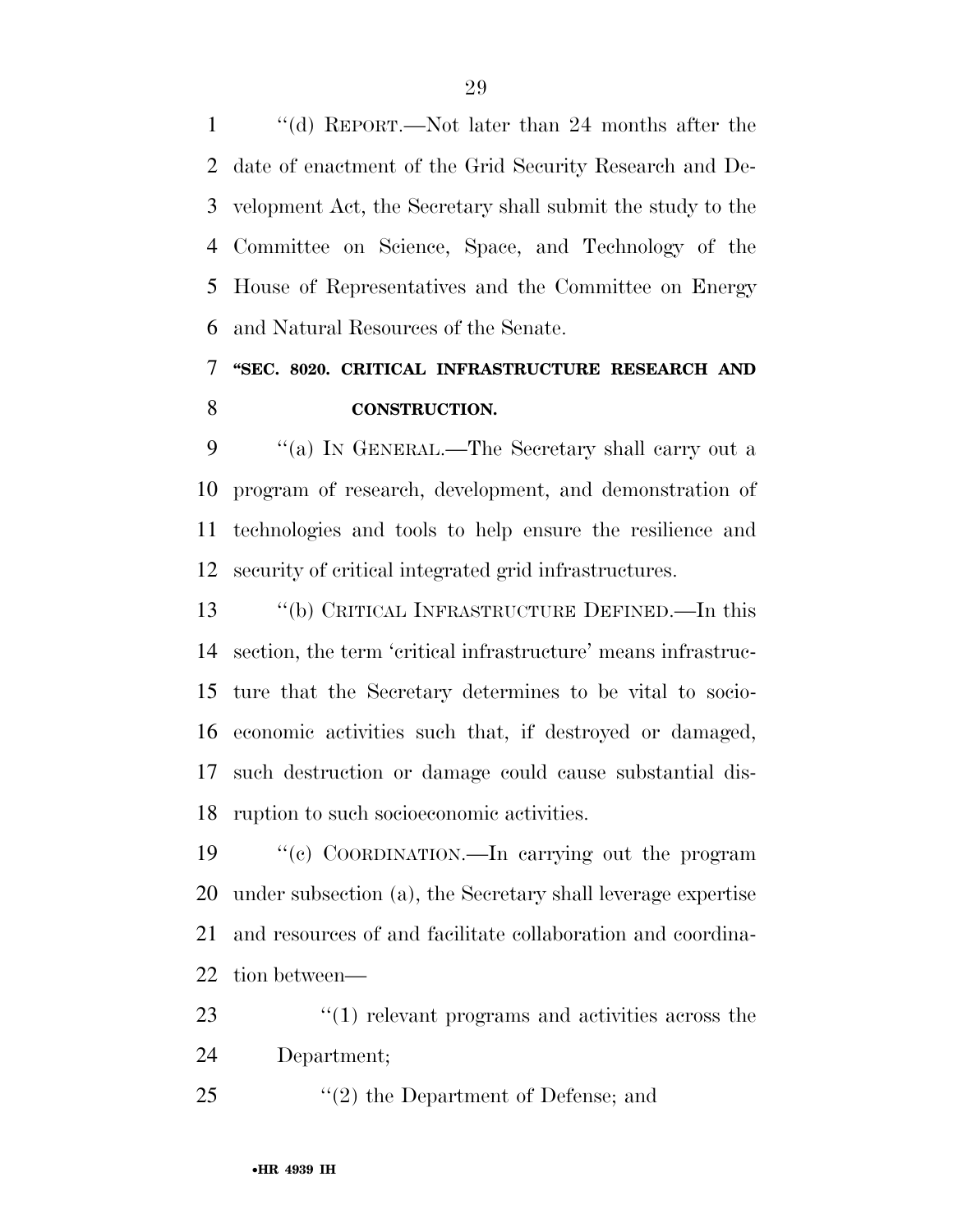"(d) REPORT.—Not later than 24 months after the date of enactment of the Grid Security Research and Development Act, the Secretary shall submit the study to the Committee on Science, Space, and Technology of the House of Representatives and the Committee on Energy and Natural Resources of the Senate.

### "SEC. 8020. CRITICAL INFRASTRUCTURE RESEARCH AND CONSTRUCTION.

"(a) IN GENERAL.—The Secretary shall carry out a program of research, development, and demonstration of technologies and tools to help ensure the resilience and security of critical integrated grid infrastructures.

"(b) CRITICAL INFRASTRUCTURE DEFINED.—In this section, the term 'critical infrastructure' means infrastructure that the Secretary determines to be vital to socioeconomic activities such that, if destroyed or damaged, such destruction or damage could cause substantial disruption to such socioeconomic activities.

"(c) COORDINATION.—In carrying out the program under subsection (a), the Secretary shall leverage expertise and resources of and facilitate collaboration and coordination between—

"(1) relevant programs and activities across the Department;

"(2) the Department of Defense; and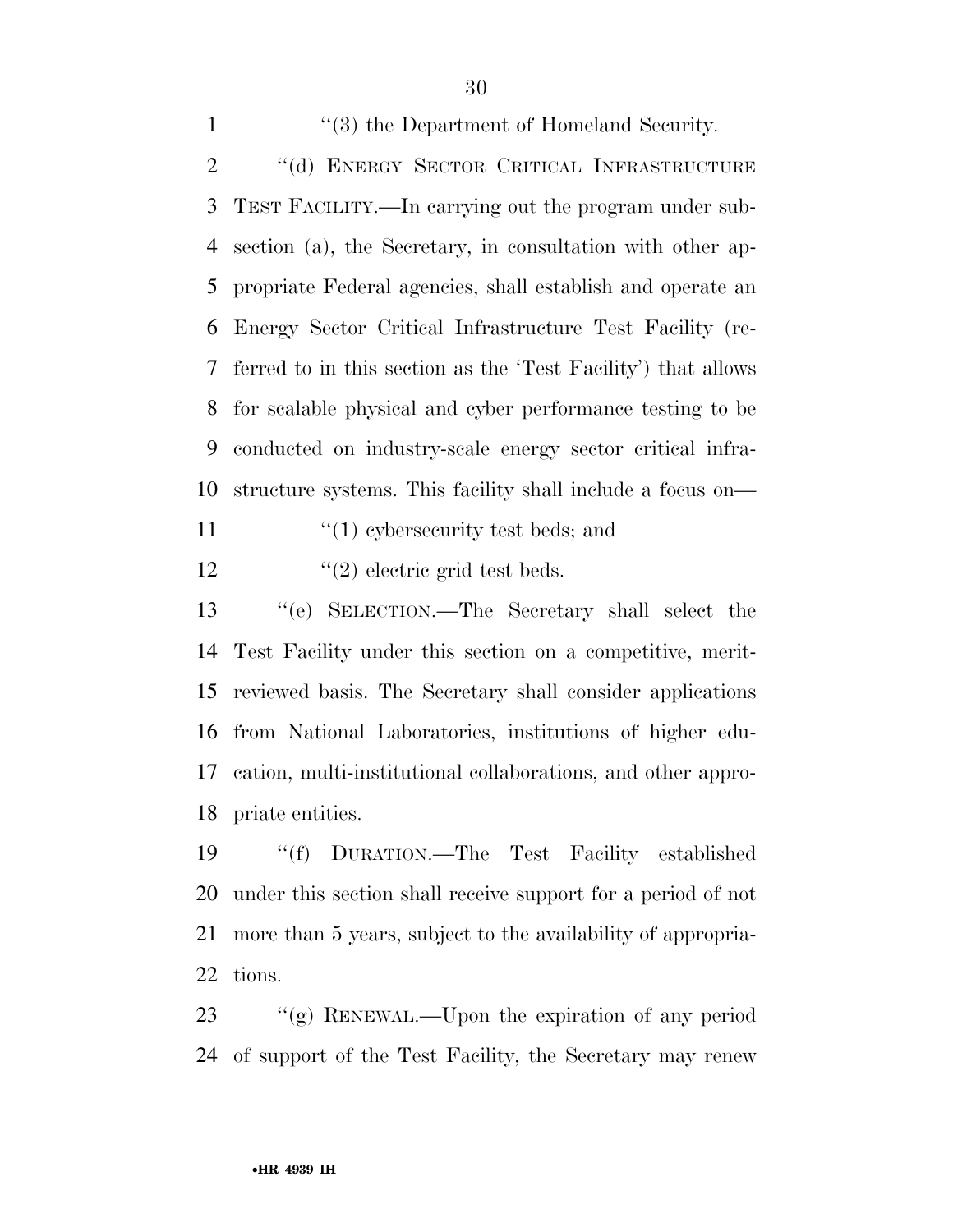''(3) the Department of Homeland Security.

''(d) ENERGY SECTOR CRITICAL INFRASTRUCTURE TEST FACILITY.—In carrying out the program under subsection (a), the Secretary, in consultation with other appropriate Federal agencies, shall establish and operate an Energy Sector Critical Infrastructure Test Facility (referred to in this section as the 'Test Facility') that allows for scalable physical and cyber performance testing to be conducted on industry-scale energy sector critical infrastructure systems. This facility shall include a focus on—

''(1) cybersecurity test beds; and

''(2) electric grid test beds.

''(e) SELECTION.—The Secretary shall select the Test Facility under this section on a competitive, merit-reviewed basis. The Secretary shall consider applications from National Laboratories, institutions of higher education, multi-institutional collaborations, and other appropriate entities.

''(f) DURATION.—The Test Facility established under this section shall receive support for a period of not more than 5 years, subject to the availability of appropriations.

''(g) RENEWAL.—Upon the expiration of any period of support of the Test Facility, the Secretary may renew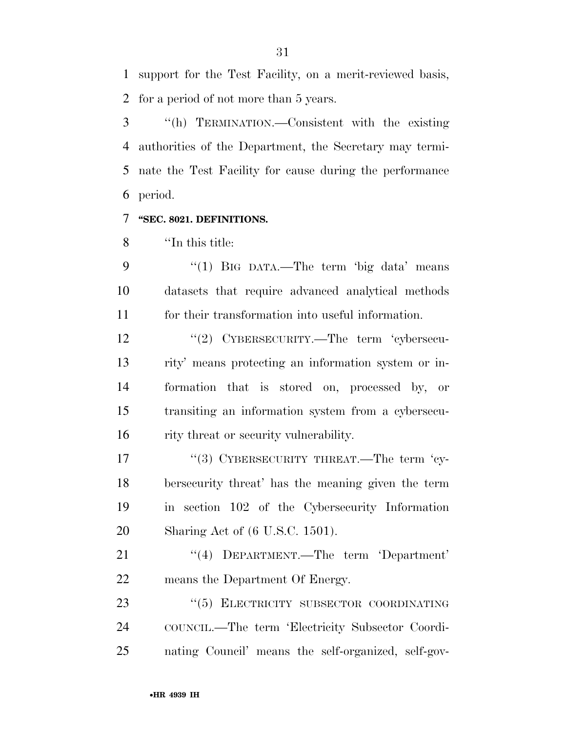support for the Test Facility, on a merit-reviewed basis, for a period of not more than 5 years.

"(h) TERMINATION.—Consistent with the existing authorities of the Department, the Secretary may terminate the Test Facility for cause during the performance period.

**"SEC. 8021. DEFINITIONS.**

"In this title:

"(1) BIG DATA.—The term 'big data' means datasets that require advanced analytical methods for their transformation into useful information.

"(2) CYBERSECURITY.—The term 'cybersecurity' means protecting an information system or information that is stored on, processed by, or transiting an information system from a cybersecurity threat or security vulnerability.

"(3) CYBERSECURITY THREAT.—The term 'cybersecurity threat' has the meaning given the term in section 102 of the Cybersecurity Information Sharing Act of (6 U.S.C. 1501).

"(4) DEPARTMENT.—The term 'Department' means the Department Of Energy.

"(5) ELECTRICITY SUBSECTOR COORDINATING COUNCIL.—The term 'Electricity Subsector Coordinating Council' means the self-organized, self-gov-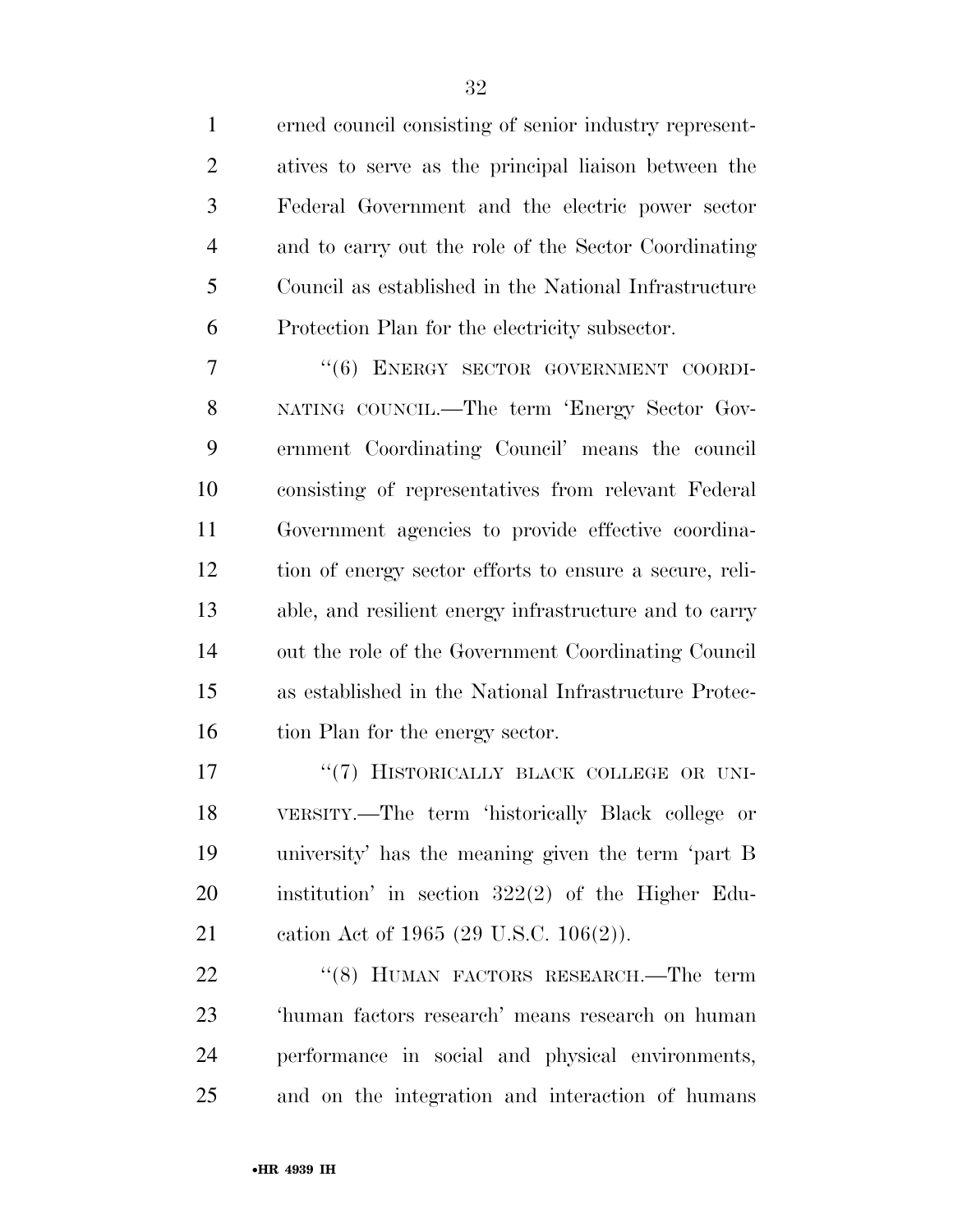erned council consisting of senior industry representatives to serve as the principal liaison between the Federal Government and the electric power sector and to carry out the role of the Sector Coordinating Council as established in the National Infrastructure Protection Plan for the electricity subsector.

''(6) ENERGY SECTOR GOVERNMENT COORDINATING COUNCIL.—The term 'Energy Sector Government Coordinating Council' means the council consisting of representatives from relevant Federal Government agencies to provide effective coordination of energy sector efforts to ensure a secure, reliable, and resilient energy infrastructure and to carry out the role of the Government Coordinating Council as established in the National Infrastructure Protection Plan for the energy sector.

''(7) HISTORICALLY BLACK COLLEGE OR UNIVERSITY.—The term 'historically Black college or university' has the meaning given the term 'part B institution' in section 322(2) of the Higher Education Act of 1965 (29 U.S.C. 106(2)).

''(8) HUMAN FACTORS RESEARCH.—The term 'human factors research' means research on human performance in social and physical environments, and on the integration and interaction of humans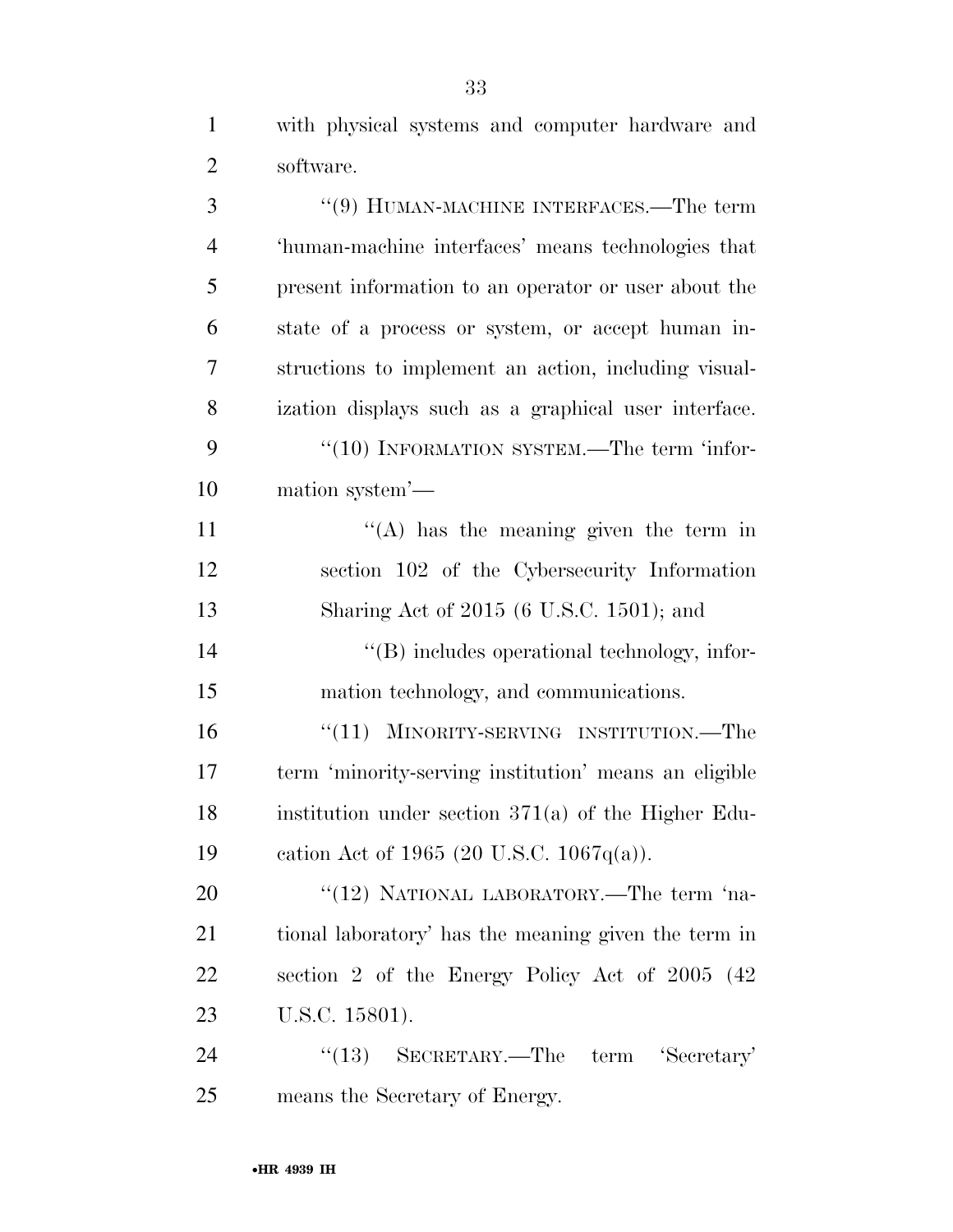with physical systems and computer hardware and software.

"(9) HUMAN-MACHINE INTERFACES.—The term 'human-machine interfaces' means technologies that present information to an operator or user about the state of a process or system, or accept human instructions to implement an action, including visualization displays such as a graphical user interface.

"(10) INFORMATION SYSTEM.—The term 'information system'—

"(A) has the meaning given the term in section 102 of the Cybersecurity Information Sharing Act of 2015 (6 U.S.C. 1501); and

"(B) includes operational technology, information technology, and communications.

"(11) MINORITY-SERVING INSTITUTION.—The term 'minority-serving institution' means an eligible institution under section 371(a) of the Higher Education Act of 1965 (20 U.S.C. 1067q(a)).

"(12) NATIONAL LABORATORY.—The term 'national laboratory' has the meaning given the term in section 2 of the Energy Policy Act of 2005 (42 U.S.C. 15801).

"(13) SECRETARY.—The term 'Secretary' means the Secretary of Energy.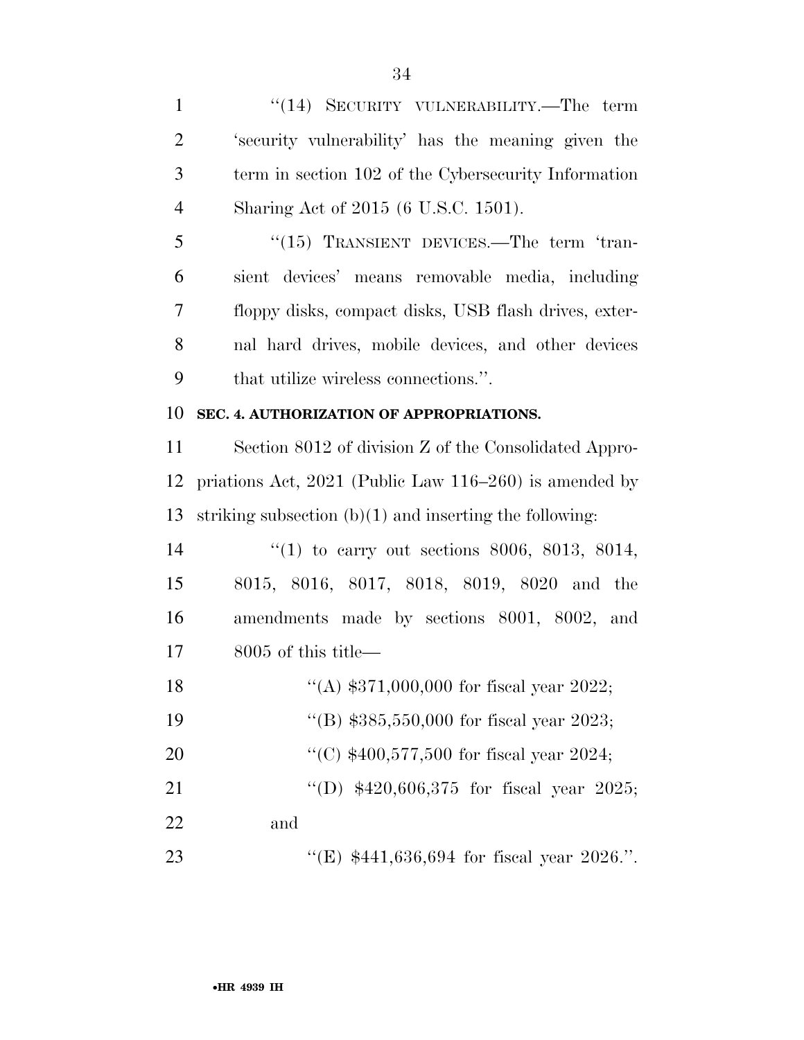"(14) SECURITY VULNERABILITY.—The term 'security vulnerability' has the meaning given the term in section 102 of the Cybersecurity Information Sharing Act of 2015 (6 U.S.C. 1501).

"(15) TRANSIENT DEVICES.—The term 'transient devices' means removable media, including floppy disks, compact disks, USB flash drives, external hard drives, mobile devices, and other devices that utilize wireless connections.".

**SEC. 4. AUTHORIZATION OF APPROPRIATIONS.**

Section 8012 of division Z of the Consolidated Appropriations Act, 2021 (Public Law 116–260) is amended by striking subsection (b)(1) and inserting the following:

"(1) to carry out sections 8006, 8013, 8014, 8015, 8016, 8017, 8018, 8019, 8020 and the amendments made by sections 8001, 8002, and 8005 of this title—

"(A) $371,000,000 for fiscal year 2022;

"(B) $385,550,000 for fiscal year 2023;

"(C) $400,577,500 for fiscal year 2024;

"(D) $420,606,375 for fiscal year 2025; and

"(E) $441,636,694 for fiscal year 2026.".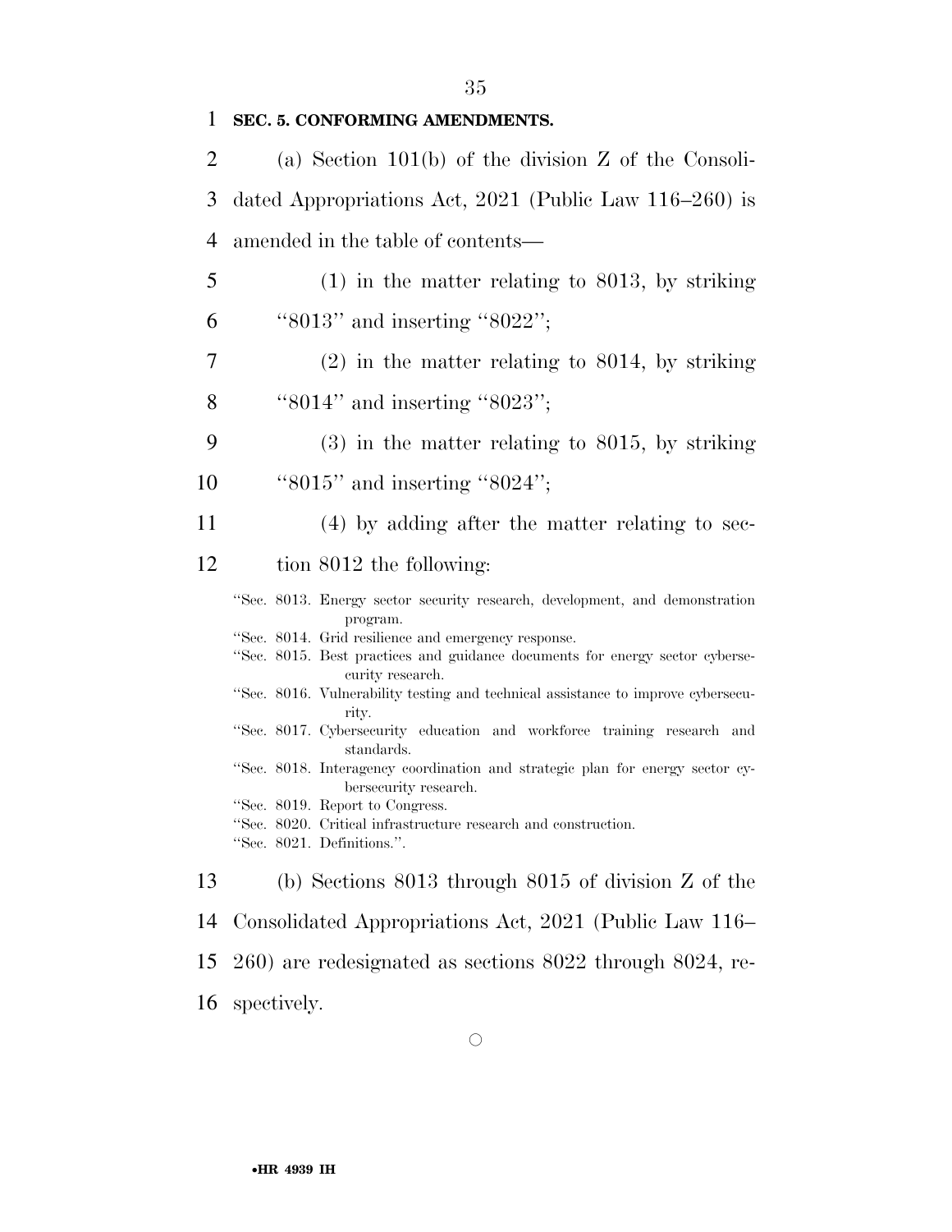**SEC. 5. CONFORMING AMENDMENTS.**

(a) Section 101(b) of the division Z of the Consolidated Appropriations Act, 2021 (Public Law 116–260) is amended in the table of contents—

(1) in the matter relating to 8013, by striking "8013" and inserting "8022";

(2) in the matter relating to 8014, by striking "8014" and inserting "8023";

(3) in the matter relating to 8015, by striking "8015" and inserting "8024";

(4) by adding after the matter relating to section 8012 the following:

"Sec. 8013. Energy sector security research, development, and demonstration program.
"Sec. 8014. Grid resilience and emergency response.
"Sec. 8015. Best practices and guidance documents for energy sector cybersecurity research.
"Sec. 8016. Vulnerability testing and technical assistance to improve cybersecurity.
"Sec. 8017. Cybersecurity education and workforce training research and standards.
"Sec. 8018. Interagency coordination and strategic plan for energy sector cybersecurity research.
"Sec. 8019. Report to Congress.
"Sec. 8020. Critical infrastructure research and construction.
"Sec. 8021. Definitions.".

(b) Sections 8013 through 8015 of division Z of the Consolidated Appropriations Act, 2021 (Public Law 116–260) are redesignated as sections 8022 through 8024, respectively.

○